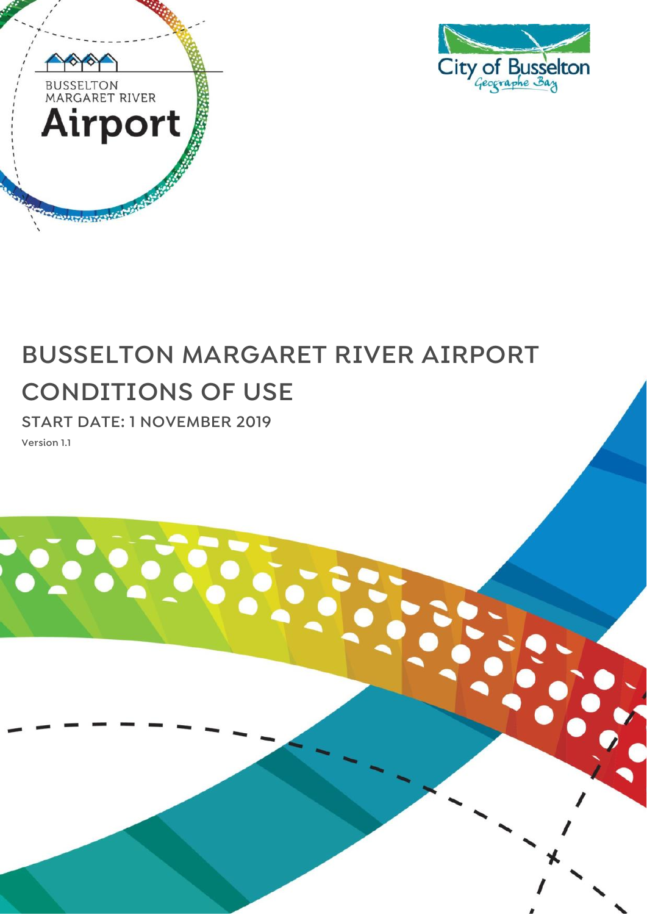BUSSELTON MARGARET RIVER Airport

City of Busselton Geographe Bay

# BUSSELTON MARGARET RIVER AIRPORT CONDITIONS OF USE

## START DATE: 1 NOVEMBER 2019

Version 1.1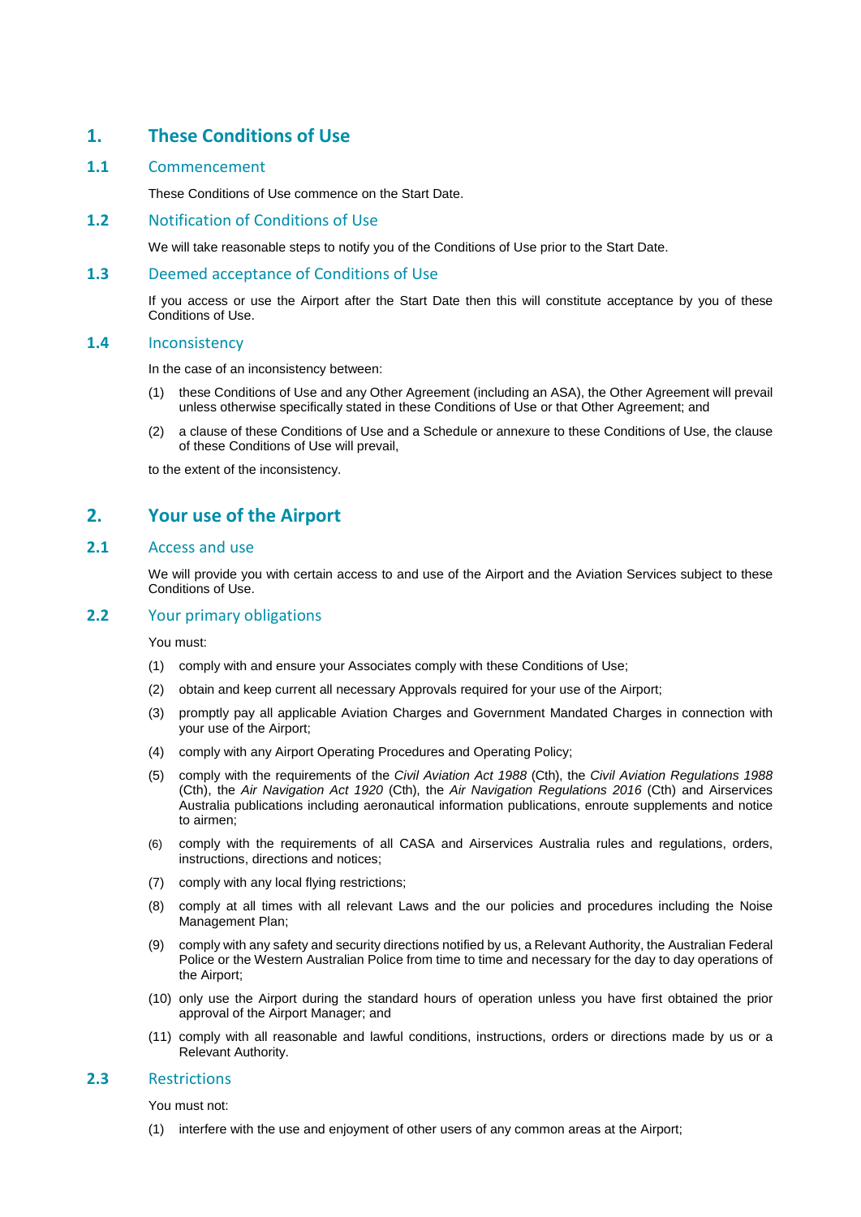# 1. These Conditions of Use

## 1.1 Commencement

These Conditions of Use commence on the Start Date.

## 1.2 Notification of Conditions of Use

We will take reasonable steps to notify you of the Conditions of Use prior to the Start Date.

## 1.3 Deemed acceptance of Conditions of Use

If you access or use the Airport after the Start Date then this will constitute acceptance by you of these Conditions of Use.

## 1.4 Inconsistency

In the case of an inconsistency between:

(1) these Conditions of Use and any Other Agreement (including an ASA), the Other Agreement will prevail unless otherwise specifically stated in these Conditions of Use or that Other Agreement; and

(2) a clause of these Conditions of Use and a Schedule or annexure to these Conditions of Use, the clause of these Conditions of Use will prevail,

to the extent of the inconsistency.

# 2. Your use of the Airport

## 2.1 Access and use

We will provide you with certain access to and use of the Airport and the Aviation Services subject to these Conditions of Use.

## 2.2 Your primary obligations

You must:

(1) comply with and ensure your Associates comply with these Conditions of Use;

(2) obtain and keep current all necessary Approvals required for your use of the Airport;

(3) promptly pay all applicable Aviation Charges and Government Mandated Charges in connection with your use of the Airport;

(4) comply with any Airport Operating Procedures and Operating Policy;

(5) comply with the requirements of the *Civil Aviation Act 1988* (Cth), the *Civil Aviation Regulations 1988* (Cth), the *Air Navigation Act 1920* (Cth), the *Air Navigation Regulations 2016* (Cth) and Airservices Australia publications including aeronautical information publications, enroute supplements and notice to airmen;

(6) comply with the requirements of all CASA and Airservices Australia rules and regulations, orders, instructions, directions and notices;

(7) comply with any local flying restrictions;

(8) comply at all times with all relevant Laws and the our policies and procedures including the Noise Management Plan;

(9) comply with any safety and security directions notified by us, a Relevant Authority, the Australian Federal Police or the Western Australian Police from time to time and necessary for the day to day operations of the Airport;

(10) only use the Airport during the standard hours of operation unless you have first obtained the prior approval of the Airport Manager; and

(11) comply with all reasonable and lawful conditions, instructions, orders or directions made by us or a Relevant Authority.

## 2.3 Restrictions

You must not:

(1) interfere with the use and enjoyment of other users of any common areas at the Airport;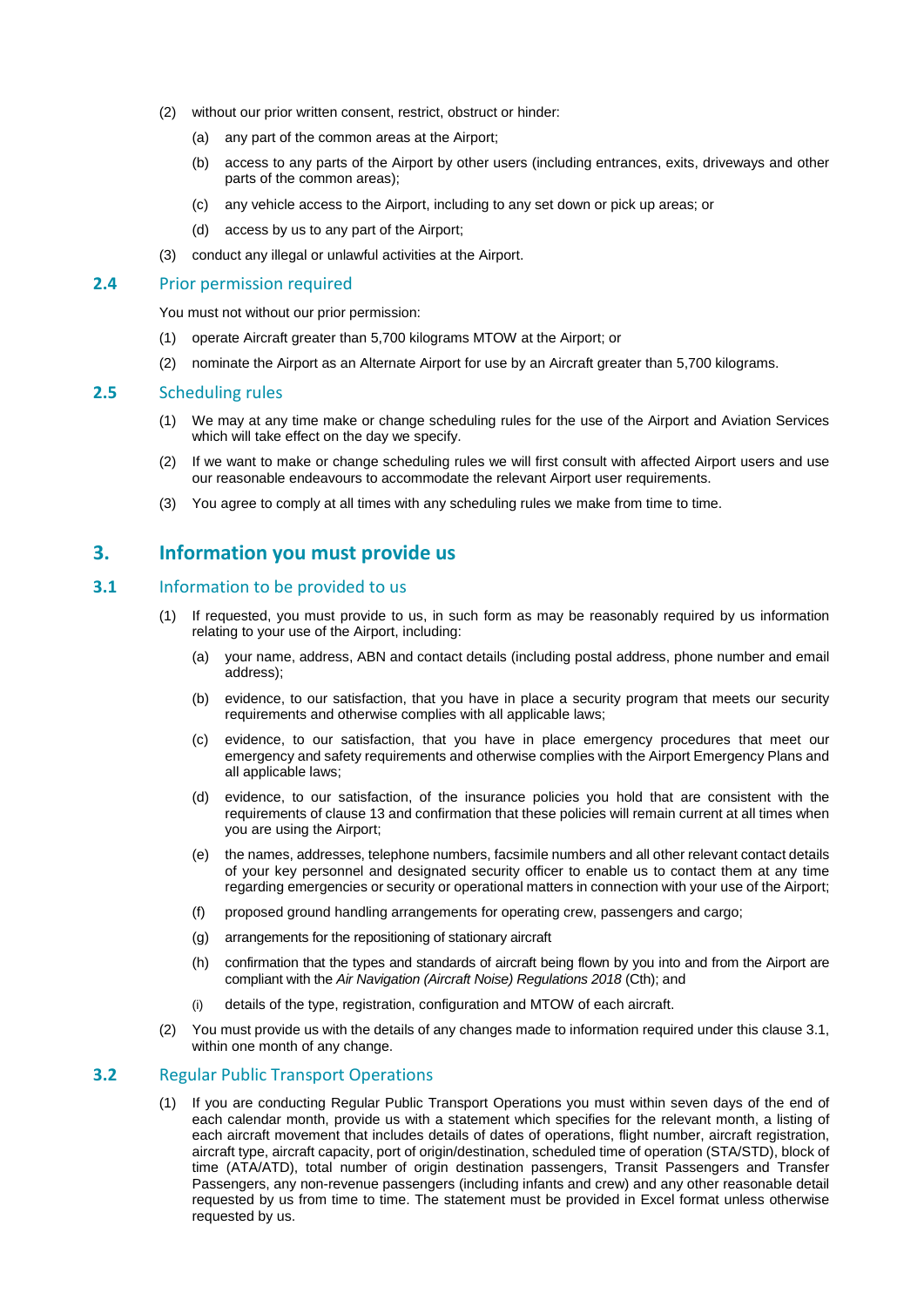(2) without our prior written consent, restrict, obstruct or hinder:

(a) any part of the common areas at the Airport;

(b) access to any parts of the Airport by other users (including entrances, exits, driveways and other parts of the common areas);

(c) any vehicle access to the Airport, including to any set down or pick up areas; or

(d) access by us to any part of the Airport;

(3) conduct any illegal or unlawful activities at the Airport.

### 2.4 Prior permission required

You must not without our prior permission:

(1) operate Aircraft greater than 5,700 kilograms MTOW at the Airport; or

(2) nominate the Airport as an Alternate Airport for use by an Aircraft greater than 5,700 kilograms.

### 2.5 Scheduling rules

(1) We may at any time make or change scheduling rules for the use of the Airport and Aviation Services which will take effect on the day we specify.

(2) If we want to make or change scheduling rules we will first consult with affected Airport users and use our reasonable endeavours to accommodate the relevant Airport user requirements.

(3) You agree to comply at all times with any scheduling rules we make from time to time.

## 3. Information you must provide us

### 3.1 Information to be provided to us

(1) If requested, you must provide to us, in such form as may be reasonably required by us information relating to your use of the Airport, including:

(a) your name, address, ABN and contact details (including postal address, phone number and email address);

(b) evidence, to our satisfaction, that you have in place a security program that meets our security requirements and otherwise complies with all applicable laws;

(c) evidence, to our satisfaction, that you have in place emergency procedures that meet our emergency and safety requirements and otherwise complies with the Airport Emergency Plans and all applicable laws;

(d) evidence, to our satisfaction, of the insurance policies you hold that are consistent with the requirements of clause 13 and confirmation that these policies will remain current at all times when you are using the Airport;

(e) the names, addresses, telephone numbers, facsimile numbers and all other relevant contact details of your key personnel and designated security officer to enable us to contact them at any time regarding emergencies or security or operational matters in connection with your use of the Airport;

(f) proposed ground handling arrangements for operating crew, passengers and cargo;

(g) arrangements for the repositioning of stationary aircraft

(h) confirmation that the types and standards of aircraft being flown by you into and from the Airport are compliant with the *Air Navigation (Aircraft Noise) Regulations 2018* (Cth); and

(i) details of the type, registration, configuration and MTOW of each aircraft.

(2) You must provide us with the details of any changes made to information required under this clause 3.1, within one month of any change.

### 3.2 Regular Public Transport Operations

(1) If you are conducting Regular Public Transport Operations you must within seven days of the end of each calendar month, provide us with a statement which specifies for the relevant month, a listing of each aircraft movement that includes details of dates of operations, flight number, aircraft registration, aircraft type, aircraft capacity, port of origin/destination, scheduled time of operation (STA/STD), block of time (ATA/ATD), total number of origin destination passengers, Transit Passengers and Transfer Passengers, any non-revenue passengers (including infants and crew) and any other reasonable detail requested by us from time to time. The statement must be provided in Excel format unless otherwise requested by us.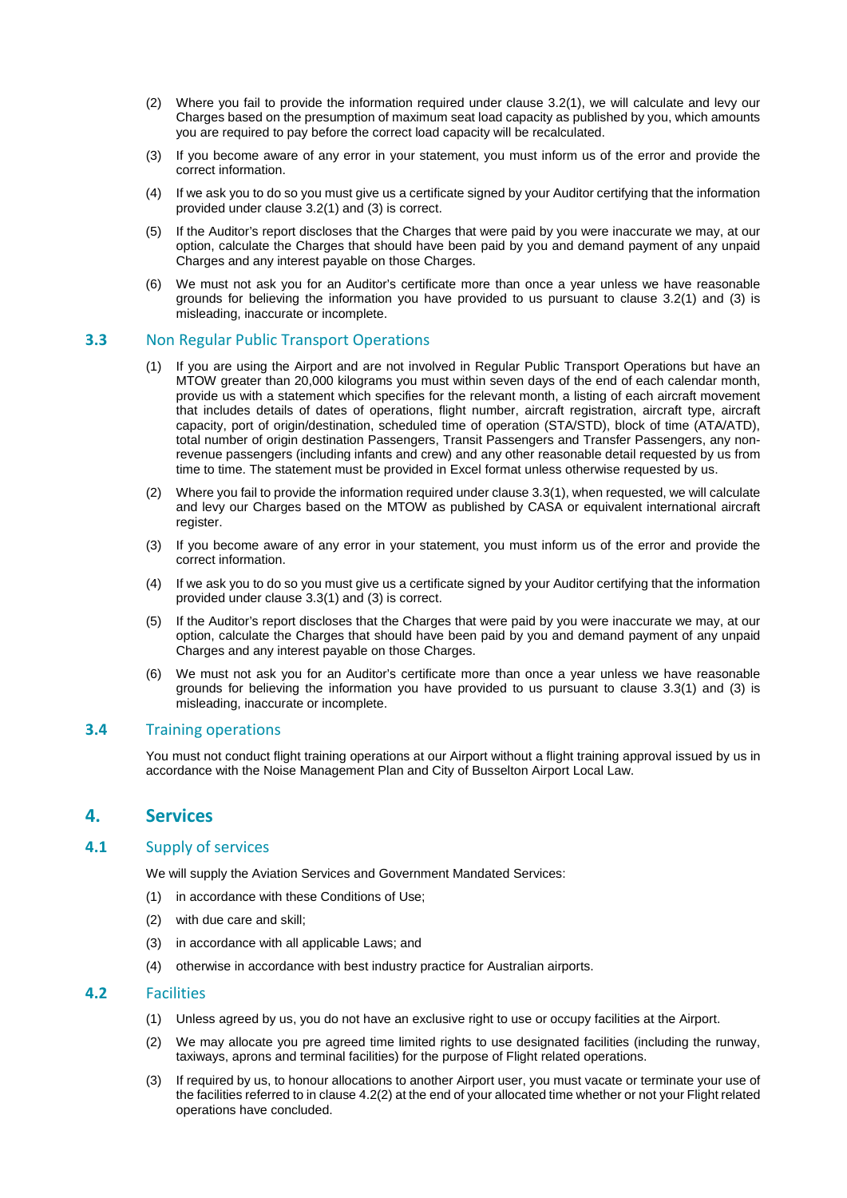(2) Where you fail to provide the information required under clause 3.2(1), we will calculate and levy our Charges based on the presumption of maximum seat load capacity as published by you, which amounts you are required to pay before the correct load capacity will be recalculated.

(3) If you become aware of any error in your statement, you must inform us of the error and provide the correct information.

(4) If we ask you to do so you must give us a certificate signed by your Auditor certifying that the information provided under clause 3.2(1) and (3) is correct.

(5) If the Auditor's report discloses that the Charges that were paid by you were inaccurate we may, at our option, calculate the Charges that should have been paid by you and demand payment of any unpaid Charges and any interest payable on those Charges.

(6) We must not ask you for an Auditor's certificate more than once a year unless we have reasonable grounds for believing the information you have provided to us pursuant to clause 3.2(1) and (3) is misleading, inaccurate or incomplete.

### 3.3 Non Regular Public Transport Operations

(1) If you are using the Airport and are not involved in Regular Public Transport Operations but have an MTOW greater than 20,000 kilograms you must within seven days of the end of each calendar month, provide us with a statement which specifies for the relevant month, a listing of each aircraft movement that includes details of dates of operations, flight number, aircraft registration, aircraft type, aircraft capacity, port of origin/destination, scheduled time of operation (STA/STD), block of time (ATA/ATD), total number of origin destination Passengers, Transit Passengers and Transfer Passengers, any non-revenue passengers (including infants and crew) and any other reasonable detail requested by us from time to time. The statement must be provided in Excel format unless otherwise requested by us.

(2) Where you fail to provide the information required under clause 3.3(1), when requested, we will calculate and levy our Charges based on the MTOW as published by CASA or equivalent international aircraft register.

(3) If you become aware of any error in your statement, you must inform us of the error and provide the correct information.

(4) If we ask you to do so you must give us a certificate signed by your Auditor certifying that the information provided under clause 3.3(1) and (3) is correct.

(5) If the Auditor's report discloses that the Charges that were paid by you were inaccurate we may, at our option, calculate the Charges that should have been paid by you and demand payment of any unpaid Charges and any interest payable on those Charges.

(6) We must not ask you for an Auditor's certificate more than once a year unless we have reasonable grounds for believing the information you have provided to us pursuant to clause 3.3(1) and (3) is misleading, inaccurate or incomplete.

### 3.4 Training operations

You must not conduct flight training operations at our Airport without a flight training approval issued by us in accordance with the Noise Management Plan and City of Busselton Airport Local Law.

## 4. Services

### 4.1 Supply of services

We will supply the Aviation Services and Government Mandated Services:

(1) in accordance with these Conditions of Use;

(2) with due care and skill;

(3) in accordance with all applicable Laws; and

(4) otherwise in accordance with best industry practice for Australian airports.

### 4.2 Facilities

(1) Unless agreed by us, you do not have an exclusive right to use or occupy facilities at the Airport.

(2) We may allocate you pre agreed time limited rights to use designated facilities (including the runway, taxiways, aprons and terminal facilities) for the purpose of Flight related operations.

(3) If required by us, to honour allocations to another Airport user, you must vacate or terminate your use of the facilities referred to in clause 4.2(2) at the end of your allocated time whether or not your Flight related operations have concluded.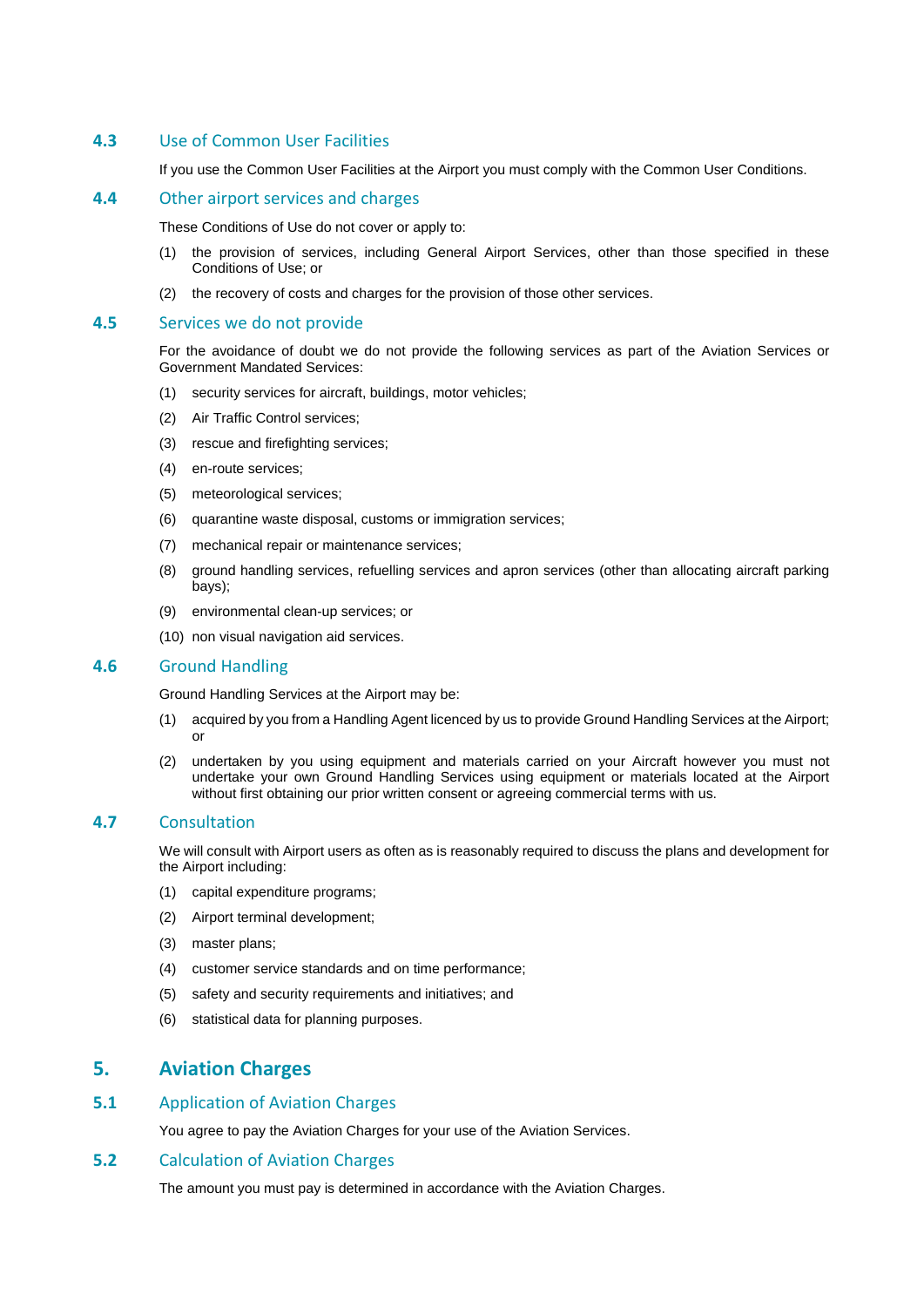### 4.3 Use of Common User Facilities

If you use the Common User Facilities at the Airport you must comply with the Common User Conditions.

### 4.4 Other airport services and charges

These Conditions of Use do not cover or apply to:

(1) the provision of services, including General Airport Services, other than those specified in these Conditions of Use; or

(2) the recovery of costs and charges for the provision of those other services.

### 4.5 Services we do not provide

For the avoidance of doubt we do not provide the following services as part of the Aviation Services or Government Mandated Services:

(1) security services for aircraft, buildings, motor vehicles;

(2) Air Traffic Control services;

(3) rescue and firefighting services;

(4) en-route services;

(5) meteorological services;

(6) quarantine waste disposal, customs or immigration services;

(7) mechanical repair or maintenance services;

(8) ground handling services, refuelling services and apron services (other than allocating aircraft parking bays);

(9) environmental clean-up services; or

(10) non visual navigation aid services.

### 4.6 Ground Handling

Ground Handling Services at the Airport may be:

(1) acquired by you from a Handling Agent licenced by us to provide Ground Handling Services at the Airport; or

(2) undertaken by you using equipment and materials carried on your Aircraft however you must not undertake your own Ground Handling Services using equipment or materials located at the Airport without first obtaining our prior written consent or agreeing commercial terms with us.

### 4.7 Consultation

We will consult with Airport users as often as is reasonably required to discuss the plans and development for the Airport including:

(1) capital expenditure programs;

(2) Airport terminal development;

(3) master plans;

(4) customer service standards and on time performance;

(5) safety and security requirements and initiatives; and

(6) statistical data for planning purposes.

## 5. Aviation Charges

### 5.1 Application of Aviation Charges

You agree to pay the Aviation Charges for your use of the Aviation Services.

### 5.2 Calculation of Aviation Charges

The amount you must pay is determined in accordance with the Aviation Charges.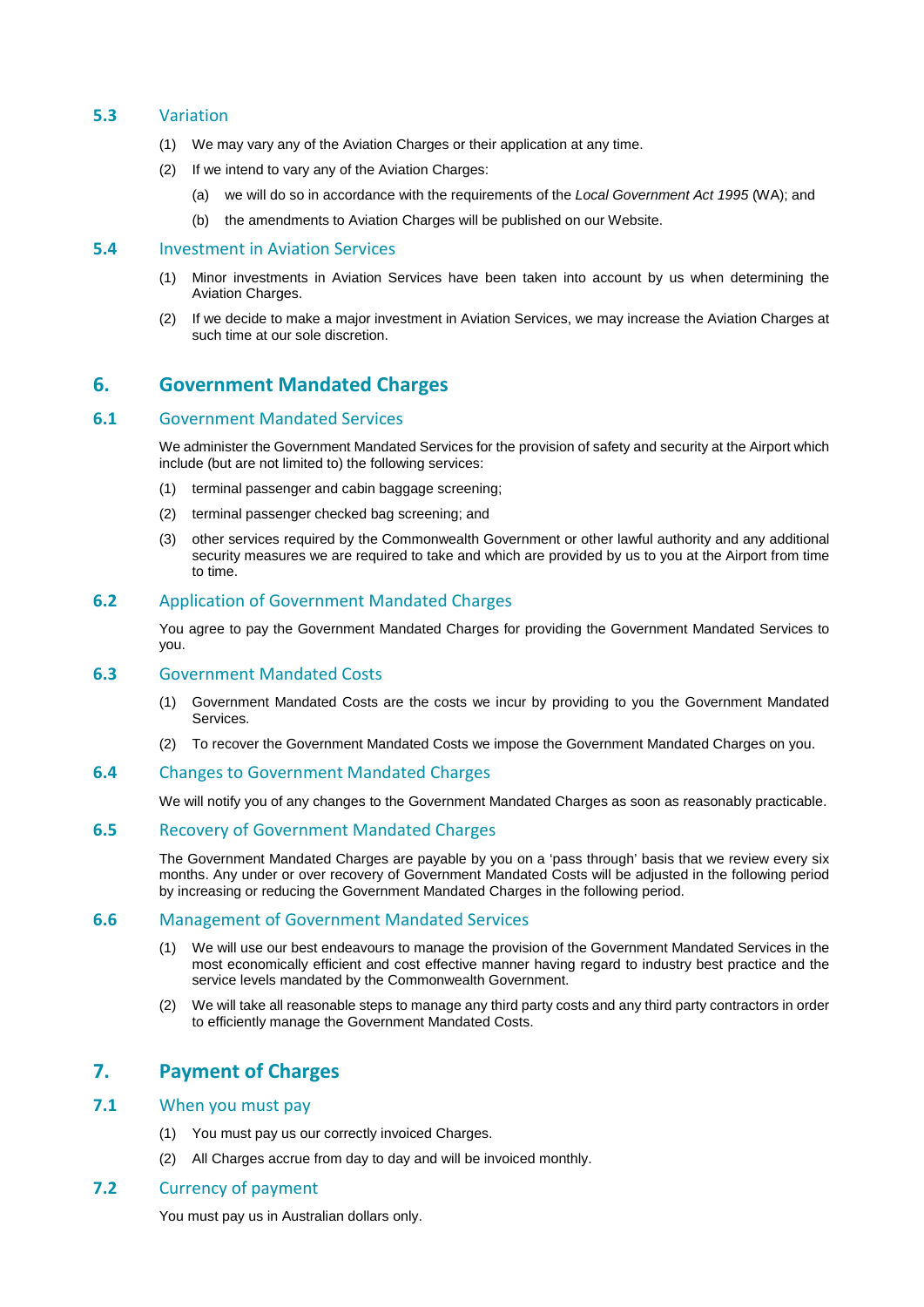### 5.3 Variation

(1) We may vary any of the Aviation Charges or their application at any time.

(2) If we intend to vary any of the Aviation Charges:

(a) we will do so in accordance with the requirements of the *Local Government Act 1995* (WA); and

(b) the amendments to Aviation Charges will be published on our Website.

### 5.4 Investment in Aviation Services

(1) Minor investments in Aviation Services have been taken into account by us when determining the Aviation Charges.

(2) If we decide to make a major investment in Aviation Services, we may increase the Aviation Charges at such time at our sole discretion.

## 6. Government Mandated Charges

### 6.1 Government Mandated Services

We administer the Government Mandated Services for the provision of safety and security at the Airport which include (but are not limited to) the following services:

(1) terminal passenger and cabin baggage screening;

(2) terminal passenger checked bag screening; and

(3) other services required by the Commonwealth Government or other lawful authority and any additional security measures we are required to take and which are provided by us to you at the Airport from time to time.

### 6.2 Application of Government Mandated Charges

You agree to pay the Government Mandated Charges for providing the Government Mandated Services to you.

### 6.3 Government Mandated Costs

(1) Government Mandated Costs are the costs we incur by providing to you the Government Mandated Services.

(2) To recover the Government Mandated Costs we impose the Government Mandated Charges on you.

### 6.4 Changes to Government Mandated Charges

We will notify you of any changes to the Government Mandated Charges as soon as reasonably practicable.

### 6.5 Recovery of Government Mandated Charges

The Government Mandated Charges are payable by you on a 'pass through' basis that we review every six months. Any under or over recovery of Government Mandated Costs will be adjusted in the following period by increasing or reducing the Government Mandated Charges in the following period.

### 6.6 Management of Government Mandated Services

(1) We will use our best endeavours to manage the provision of the Government Mandated Services in the most economically efficient and cost effective manner having regard to industry best practice and the service levels mandated by the Commonwealth Government.

(2) We will take all reasonable steps to manage any third party costs and any third party contractors in order to efficiently manage the Government Mandated Costs.

## 7. Payment of Charges

### 7.1 When you must pay

(1) You must pay us our correctly invoiced Charges.

(2) All Charges accrue from day to day and will be invoiced monthly.

### 7.2 Currency of payment

You must pay us in Australian dollars only.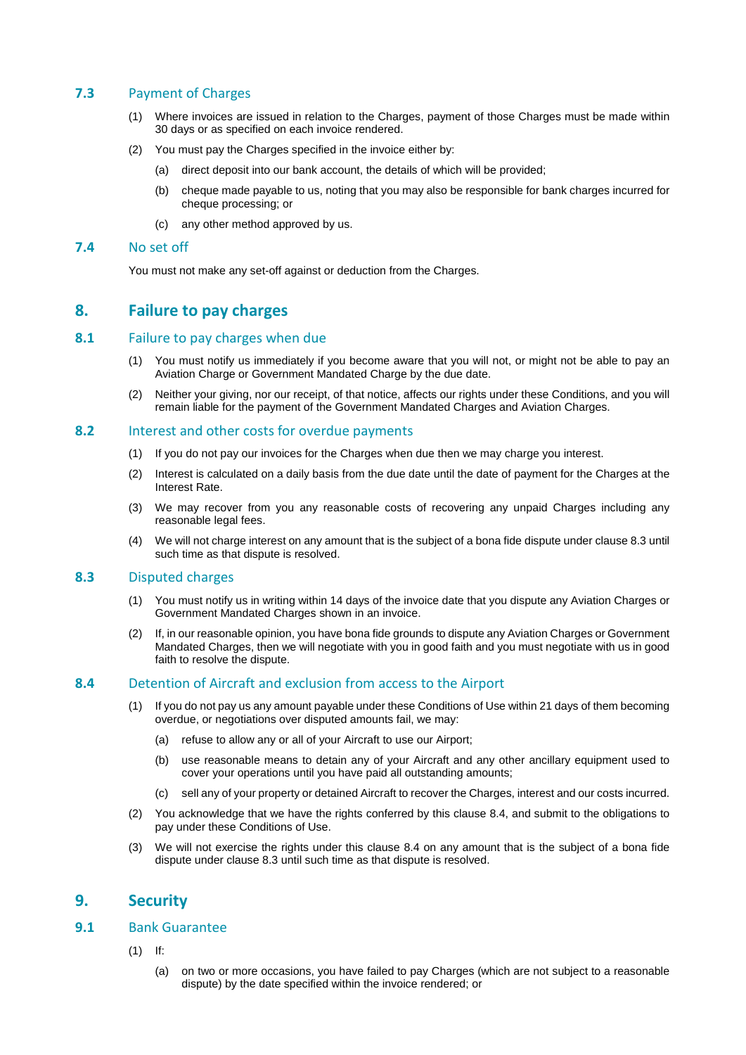### 7.3 Payment of Charges

(1) Where invoices are issued in relation to the Charges, payment of those Charges must be made within 30 days or as specified on each invoice rendered.

(2) You must pay the Charges specified in the invoice either by:

(a) direct deposit into our bank account, the details of which will be provided;

(b) cheque made payable to us, noting that you may also be responsible for bank charges incurred for cheque processing; or

(c) any other method approved by us.

### 7.4 No set off

You must not make any set-off against or deduction from the Charges.

## 8. Failure to pay charges

### 8.1 Failure to pay charges when due

(1) You must notify us immediately if you become aware that you will not, or might not be able to pay an Aviation Charge or Government Mandated Charge by the due date.

(2) Neither your giving, nor our receipt, of that notice, affects our rights under these Conditions, and you will remain liable for the payment of the Government Mandated Charges and Aviation Charges.

### 8.2 Interest and other costs for overdue payments

(1) If you do not pay our invoices for the Charges when due then we may charge you interest.

(2) Interest is calculated on a daily basis from the due date until the date of payment for the Charges at the Interest Rate.

(3) We may recover from you any reasonable costs of recovering any unpaid Charges including any reasonable legal fees.

(4) We will not charge interest on any amount that is the subject of a bona fide dispute under clause 8.3 until such time as that dispute is resolved.

### 8.3 Disputed charges

(1) You must notify us in writing within 14 days of the invoice date that you dispute any Aviation Charges or Government Mandated Charges shown in an invoice.

(2) If, in our reasonable opinion, you have bona fide grounds to dispute any Aviation Charges or Government Mandated Charges, then we will negotiate with you in good faith and you must negotiate with us in good faith to resolve the dispute.

### 8.4 Detention of Aircraft and exclusion from access to the Airport

(1) If you do not pay us any amount payable under these Conditions of Use within 21 days of them becoming overdue, or negotiations over disputed amounts fail, we may:

(a) refuse to allow any or all of your Aircraft to use our Airport;

(b) use reasonable means to detain any of your Aircraft and any other ancillary equipment used to cover your operations until you have paid all outstanding amounts;

(c) sell any of your property or detained Aircraft to recover the Charges, interest and our costs incurred.

(2) You acknowledge that we have the rights conferred by this clause 8.4, and submit to the obligations to pay under these Conditions of Use.

(3) We will not exercise the rights under this clause 8.4 on any amount that is the subject of a bona fide dispute under clause 8.3 until such time as that dispute is resolved.

## 9. Security

### 9.1 Bank Guarantee

(1) If:

(a) on two or more occasions, you have failed to pay Charges (which are not subject to a reasonable dispute) by the date specified within the invoice rendered; or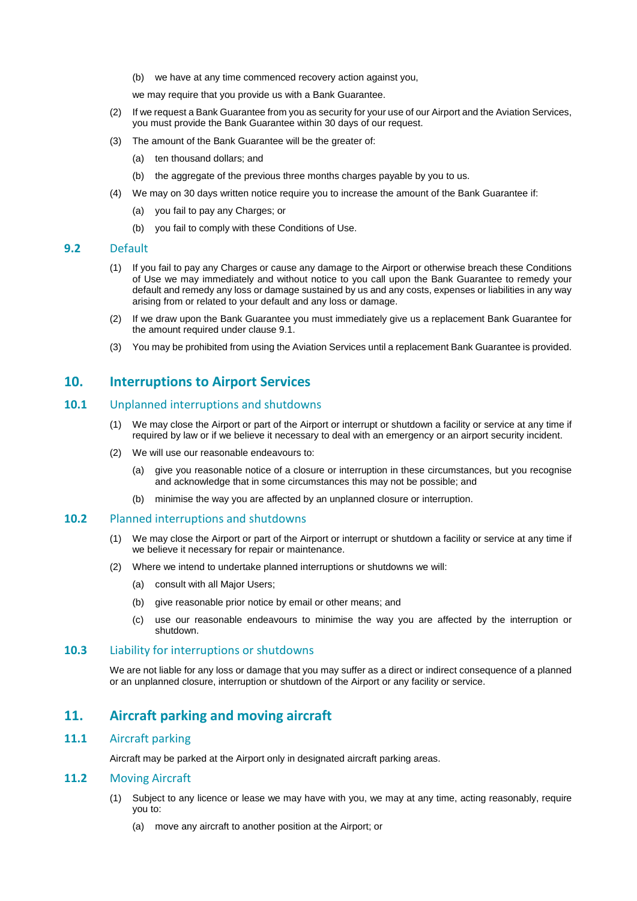(b) we have at any time commenced recovery action against you,

we may require that you provide us with a Bank Guarantee.

(2) If we request a Bank Guarantee from you as security for your use of our Airport and the Aviation Services, you must provide the Bank Guarantee within 30 days of our request.

(3) The amount of the Bank Guarantee will be the greater of:

(a) ten thousand dollars; and

(b) the aggregate of the previous three months charges payable by you to us.

(4) We may on 30 days written notice require you to increase the amount of the Bank Guarantee if:

(a) you fail to pay any Charges; or

(b) you fail to comply with these Conditions of Use.

### 9.2 Default

(1) If you fail to pay any Charges or cause any damage to the Airport or otherwise breach these Conditions of Use we may immediately and without notice to you call upon the Bank Guarantee to remedy your default and remedy any loss or damage sustained by us and any costs, expenses or liabilities in any way arising from or related to your default and any loss or damage.

(2) If we draw upon the Bank Guarantee you must immediately give us a replacement Bank Guarantee for the amount required under clause 9.1.

(3) You may be prohibited from using the Aviation Services until a replacement Bank Guarantee is provided.

## 10. Interruptions to Airport Services

### 10.1 Unplanned interruptions and shutdowns

(1) We may close the Airport or part of the Airport or interrupt or shutdown a facility or service at any time if required by law or if we believe it necessary to deal with an emergency or an airport security incident.

(2) We will use our reasonable endeavours to:

(a) give you reasonable notice of a closure or interruption in these circumstances, but you recognise and acknowledge that in some circumstances this may not be possible; and

(b) minimise the way you are affected by an unplanned closure or interruption.

### 10.2 Planned interruptions and shutdowns

(1) We may close the Airport or part of the Airport or interrupt or shutdown a facility or service at any time if we believe it necessary for repair or maintenance.

(2) Where we intend to undertake planned interruptions or shutdowns we will:

(a) consult with all Major Users;

(b) give reasonable prior notice by email or other means; and

(c) use our reasonable endeavours to minimise the way you are affected by the interruption or shutdown.

### 10.3 Liability for interruptions or shutdowns

We are not liable for any loss or damage that you may suffer as a direct or indirect consequence of a planned or an unplanned closure, interruption or shutdown of the Airport or any facility or service.

## 11. Aircraft parking and moving aircraft

### 11.1 Aircraft parking

Aircraft may be parked at the Airport only in designated aircraft parking areas.

### 11.2 Moving Aircraft

(1) Subject to any licence or lease we may have with you, we may at any time, acting reasonably, require you to:

(a) move any aircraft to another position at the Airport; or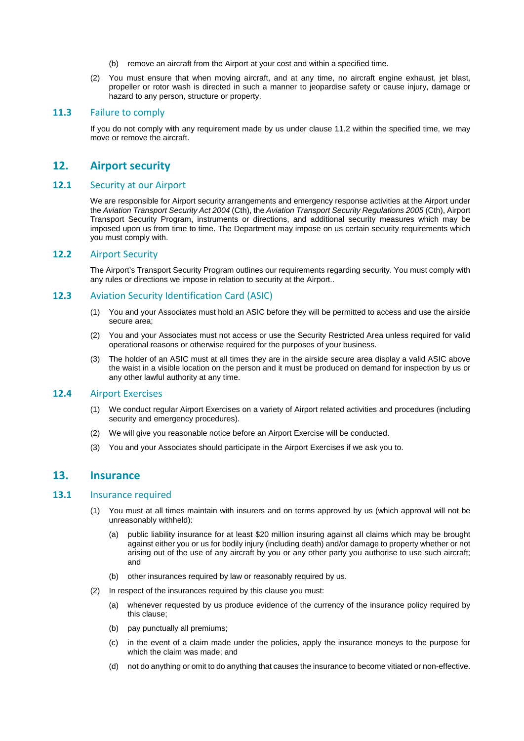(b) remove an aircraft from the Airport at your cost and within a specified time.

(2) You must ensure that when moving aircraft, and at any time, no aircraft engine exhaust, jet blast, propeller or rotor wash is directed in such a manner to jeopardise safety or cause injury, damage or hazard to any person, structure or property.

### 11.3 Failure to comply

If you do not comply with any requirement made by us under clause 11.2 within the specified time, we may move or remove the aircraft.

## 12. Airport security

### 12.1 Security at our Airport

We are responsible for Airport security arrangements and emergency response activities at the Airport under the *Aviation Transport Security Act 2004* (Cth), the *Aviation Transport Security Regulations 2005* (Cth), Airport Transport Security Program, instruments or directions, and additional security measures which may be imposed upon us from time to time. The Department may impose on us certain security requirements which you must comply with.

### 12.2 Airport Security

The Airport's Transport Security Program outlines our requirements regarding security. You must comply with any rules or directions we impose in relation to security at the Airport..

### 12.3 Aviation Security Identification Card (ASIC)

(1) You and your Associates must hold an ASIC before they will be permitted to access and use the airside secure area;

(2) You and your Associates must not access or use the Security Restricted Area unless required for valid operational reasons or otherwise required for the purposes of your business.

(3) The holder of an ASIC must at all times they are in the airside secure area display a valid ASIC above the waist in a visible location on the person and it must be produced on demand for inspection by us or any other lawful authority at any time.

### 12.4 Airport Exercises

(1) We conduct regular Airport Exercises on a variety of Airport related activities and procedures (including security and emergency procedures).

(2) We will give you reasonable notice before an Airport Exercise will be conducted.

(3) You and your Associates should participate in the Airport Exercises if we ask you to.

## 13. Insurance

### 13.1 Insurance required

(1) You must at all times maintain with insurers and on terms approved by us (which approval will not be unreasonably withheld):

   (a) public liability insurance for at least $20 million insuring against all claims which may be brought against either you or us for bodily injury (including death) and/or damage to property whether or not arising out of the use of any aircraft by you or any other party you authorise to use such aircraft; and

   (b) other insurances required by law or reasonably required by us.

(2) In respect of the insurances required by this clause you must:

   (a) whenever requested by us produce evidence of the currency of the insurance policy required by this clause;

   (b) pay punctually all premiums;

   (c) in the event of a claim made under the policies, apply the insurance moneys to the purpose for which the claim was made; and

   (d) not do anything or omit to do anything that causes the insurance to become vitiated or non-effective.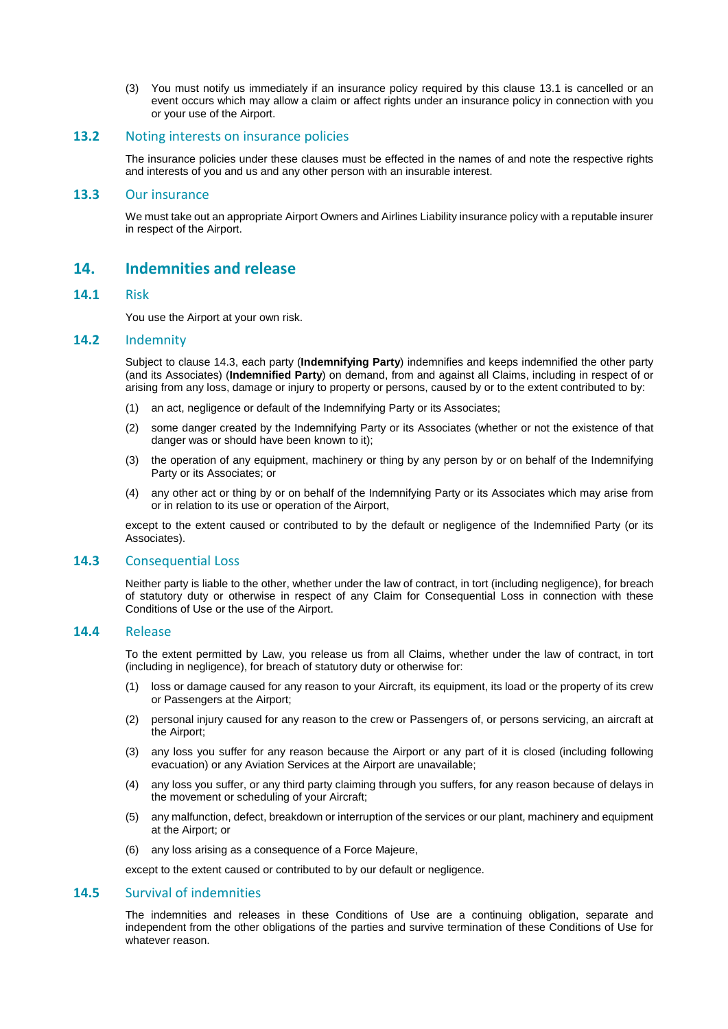(3) You must notify us immediately if an insurance policy required by this clause 13.1 is cancelled or an event occurs which may allow a claim or affect rights under an insurance policy in connection with you or your use of the Airport.

### 13.2 Noting interests on insurance policies

The insurance policies under these clauses must be effected in the names of and note the respective rights and interests of you and us and any other person with an insurable interest.

### 13.3 Our insurance

We must take out an appropriate Airport Owners and Airlines Liability insurance policy with a reputable insurer in respect of the Airport.

## 14. Indemnities and release

### 14.1 Risk

You use the Airport at your own risk.

### 14.2 Indemnity

Subject to clause 14.3, each party (**Indemnifying Party**) indemnifies and keeps indemnified the other party (and its Associates) (**Indemnified Party**) on demand, from and against all Claims, including in respect of or arising from any loss, damage or injury to property or persons, caused by or to the extent contributed to by:

(1) an act, negligence or default of the Indemnifying Party or its Associates;

(2) some danger created by the Indemnifying Party or its Associates (whether or not the existence of that danger was or should have been known to it);

(3) the operation of any equipment, machinery or thing by any person by or on behalf of the Indemnifying Party or its Associates; or

(4) any other act or thing by or on behalf of the Indemnifying Party or its Associates which may arise from or in relation to its use or operation of the Airport,

except to the extent caused or contributed to by the default or negligence of the Indemnified Party (or its Associates).

### 14.3 Consequential Loss

Neither party is liable to the other, whether under the law of contract, in tort (including negligence), for breach of statutory duty or otherwise in respect of any Claim for Consequential Loss in connection with these Conditions of Use or the use of the Airport.

### 14.4 Release

To the extent permitted by Law, you release us from all Claims, whether under the law of contract, in tort (including in negligence), for breach of statutory duty or otherwise for:

(1) loss or damage caused for any reason to your Aircraft, its equipment, its load or the property of its crew or Passengers at the Airport;

(2) personal injury caused for any reason to the crew or Passengers of, or persons servicing, an aircraft at the Airport;

(3) any loss you suffer for any reason because the Airport or any part of it is closed (including following evacuation) or any Aviation Services at the Airport are unavailable;

(4) any loss you suffer, or any third party claiming through you suffers, for any reason because of delays in the movement or scheduling of your Aircraft;

(5) any malfunction, defect, breakdown or interruption of the services or our plant, machinery and equipment at the Airport; or

(6) any loss arising as a consequence of a Force Majeure,

except to the extent caused or contributed to by our default or negligence.

### 14.5 Survival of indemnities

The indemnities and releases in these Conditions of Use are a continuing obligation, separate and independent from the other obligations of the parties and survive termination of these Conditions of Use for whatever reason.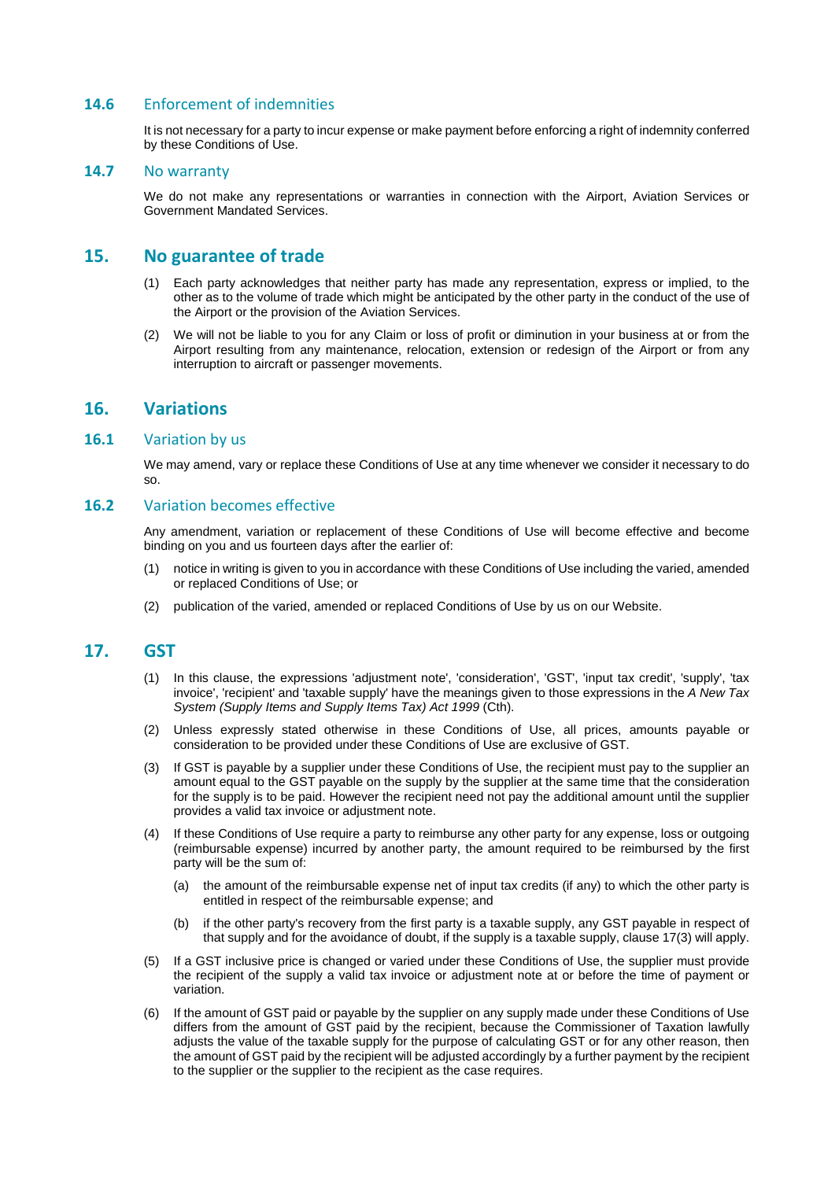### 14.6 Enforcement of indemnities

It is not necessary for a party to incur expense or make payment before enforcing a right of indemnity conferred by these Conditions of Use.

### 14.7 No warranty

We do not make any representations or warranties in connection with the Airport, Aviation Services or Government Mandated Services.

## 15. No guarantee of trade

(1) Each party acknowledges that neither party has made any representation, express or implied, to the other as to the volume of trade which might be anticipated by the other party in the conduct of the use of the Airport or the provision of the Aviation Services.

(2) We will not be liable to you for any Claim or loss of profit or diminution in your business at or from the Airport resulting from any maintenance, relocation, extension or redesign of the Airport or from any interruption to aircraft or passenger movements.

## 16. Variations

### 16.1 Variation by us

We may amend, vary or replace these Conditions of Use at any time whenever we consider it necessary to do so.

### 16.2 Variation becomes effective

Any amendment, variation or replacement of these Conditions of Use will become effective and become binding on you and us fourteen days after the earlier of:

(1) notice in writing is given to you in accordance with these Conditions of Use including the varied, amended or replaced Conditions of Use; or

(2) publication of the varied, amended or replaced Conditions of Use by us on our Website.

## 17. GST

(1) In this clause, the expressions 'adjustment note', 'consideration', 'GST', 'input tax credit', 'supply', 'tax invoice', 'recipient' and 'taxable supply' have the meanings given to those expressions in the *A New Tax System (Supply Items and Supply Items Tax) Act 1999* (Cth).

(2) Unless expressly stated otherwise in these Conditions of Use, all prices, amounts payable or consideration to be provided under these Conditions of Use are exclusive of GST.

(3) If GST is payable by a supplier under these Conditions of Use, the recipient must pay to the supplier an amount equal to the GST payable on the supply by the supplier at the same time that the consideration for the supply is to be paid. However the recipient need not pay the additional amount until the supplier provides a valid tax invoice or adjustment note.

(4) If these Conditions of Use require a party to reimburse any other party for any expense, loss or outgoing (reimbursable expense) incurred by another party, the amount required to be reimbursed by the first party will be the sum of:

(a) the amount of the reimbursable expense net of input tax credits (if any) to which the other party is entitled in respect of the reimbursable expense; and

(b) if the other party's recovery from the first party is a taxable supply, any GST payable in respect of that supply and for the avoidance of doubt, if the supply is a taxable supply, clause 17(3) will apply.

(5) If a GST inclusive price is changed or varied under these Conditions of Use, the supplier must provide the recipient of the supply a valid tax invoice or adjustment note at or before the time of payment or variation.

(6) If the amount of GST paid or payable by the supplier on any supply made under these Conditions of Use differs from the amount of GST paid by the recipient, because the Commissioner of Taxation lawfully adjusts the value of the taxable supply for the purpose of calculating GST or for any other reason, then the amount of GST paid by the recipient will be adjusted accordingly by a further payment by the recipient to the supplier or the supplier to the recipient as the case requires.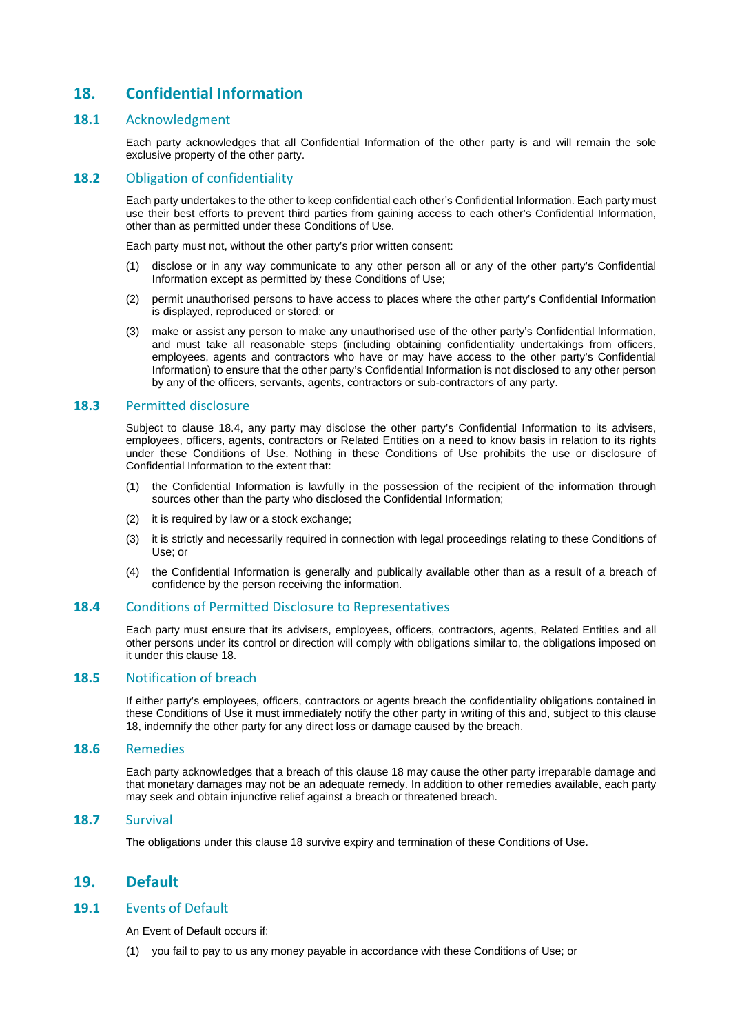# 18. Confidential Information

## 18.1 Acknowledgment

Each party acknowledges that all Confidential Information of the other party is and will remain the sole exclusive property of the other party.

## 18.2 Obligation of confidentiality

Each party undertakes to the other to keep confidential each other's Confidential Information. Each party must use their best efforts to prevent third parties from gaining access to each other's Confidential Information, other than as permitted under these Conditions of Use.

Each party must not, without the other party's prior written consent:

(1) disclose or in any way communicate to any other person all or any of the other party's Confidential Information except as permitted by these Conditions of Use;

(2) permit unauthorised persons to have access to places where the other party's Confidential Information is displayed, reproduced or stored; or

(3) make or assist any person to make any unauthorised use of the other party's Confidential Information, and must take all reasonable steps (including obtaining confidentiality undertakings from officers, employees, agents and contractors who have or may have access to the other party's Confidential Information) to ensure that the other party's Confidential Information is not disclosed to any other person by any of the officers, servants, agents, contractors or sub-contractors of any party.

## 18.3 Permitted disclosure

Subject to clause 18.4, any party may disclose the other party's Confidential Information to its advisers, employees, officers, agents, contractors or Related Entities on a need to know basis in relation to its rights under these Conditions of Use. Nothing in these Conditions of Use prohibits the use or disclosure of Confidential Information to the extent that:

(1) the Confidential Information is lawfully in the possession of the recipient of the information through sources other than the party who disclosed the Confidential Information;

(2) it is required by law or a stock exchange;

(3) it is strictly and necessarily required in connection with legal proceedings relating to these Conditions of Use; or

(4) the Confidential Information is generally and publically available other than as a result of a breach of confidence by the person receiving the information.

## 18.4 Conditions of Permitted Disclosure to Representatives

Each party must ensure that its advisers, employees, officers, contractors, agents, Related Entities and all other persons under its control or direction will comply with obligations similar to, the obligations imposed on it under this clause 18.

## 18.5 Notification of breach

If either party's employees, officers, contractors or agents breach the confidentiality obligations contained in these Conditions of Use it must immediately notify the other party in writing of this and, subject to this clause 18, indemnify the other party for any direct loss or damage caused by the breach.

## 18.6 Remedies

Each party acknowledges that a breach of this clause 18 may cause the other party irreparable damage and that monetary damages may not be an adequate remedy. In addition to other remedies available, each party may seek and obtain injunctive relief against a breach or threatened breach.

## 18.7 Survival

The obligations under this clause 18 survive expiry and termination of these Conditions of Use.

# 19. Default

## 19.1 Events of Default

An Event of Default occurs if:

(1) you fail to pay to us any money payable in accordance with these Conditions of Use; or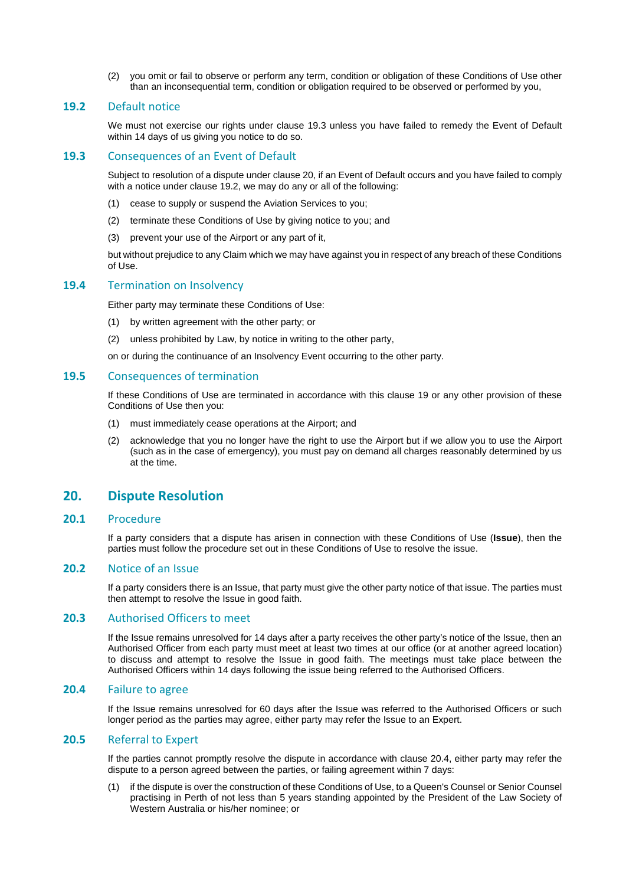(2) you omit or fail to observe or perform any term, condition or obligation of these Conditions of Use other than an inconsequential term, condition or obligation required to be observed or performed by you,

### 19.2 Default notice

We must not exercise our rights under clause 19.3 unless you have failed to remedy the Event of Default within 14 days of us giving you notice to do so.

### 19.3 Consequences of an Event of Default

Subject to resolution of a dispute under clause 20, if an Event of Default occurs and you have failed to comply with a notice under clause 19.2, we may do any or all of the following:

(1) cease to supply or suspend the Aviation Services to you;

(2) terminate these Conditions of Use by giving notice to you; and

(3) prevent your use of the Airport or any part of it,

but without prejudice to any Claim which we may have against you in respect of any breach of these Conditions of Use.

### 19.4 Termination on Insolvency

Either party may terminate these Conditions of Use:

(1) by written agreement with the other party; or

(2) unless prohibited by Law, by notice in writing to the other party,

on or during the continuance of an Insolvency Event occurring to the other party.

### 19.5 Consequences of termination

If these Conditions of Use are terminated in accordance with this clause 19 or any other provision of these Conditions of Use then you:

(1) must immediately cease operations at the Airport; and

(2) acknowledge that you no longer have the right to use the Airport but if we allow you to use the Airport (such as in the case of emergency), you must pay on demand all charges reasonably determined by us at the time.

## 20. Dispute Resolution

### 20.1 Procedure

If a party considers that a dispute has arisen in connection with these Conditions of Use (**Issue**), then the parties must follow the procedure set out in these Conditions of Use to resolve the issue.

### 20.2 Notice of an Issue

If a party considers there is an Issue, that party must give the other party notice of that issue. The parties must then attempt to resolve the Issue in good faith.

### 20.3 Authorised Officers to meet

If the Issue remains unresolved for 14 days after a party receives the other party's notice of the Issue, then an Authorised Officer from each party must meet at least two times at our office (or at another agreed location) to discuss and attempt to resolve the Issue in good faith. The meetings must take place between the Authorised Officers within 14 days following the issue being referred to the Authorised Officers.

### 20.4 Failure to agree

If the Issue remains unresolved for 60 days after the Issue was referred to the Authorised Officers or such longer period as the parties may agree, either party may refer the Issue to an Expert.

### 20.5 Referral to Expert

If the parties cannot promptly resolve the dispute in accordance with clause 20.4, either party may refer the dispute to a person agreed between the parties, or failing agreement within 7 days:

(1) if the dispute is over the construction of these Conditions of Use, to a Queen's Counsel or Senior Counsel practising in Perth of not less than 5 years standing appointed by the President of the Law Society of Western Australia or his/her nominee; or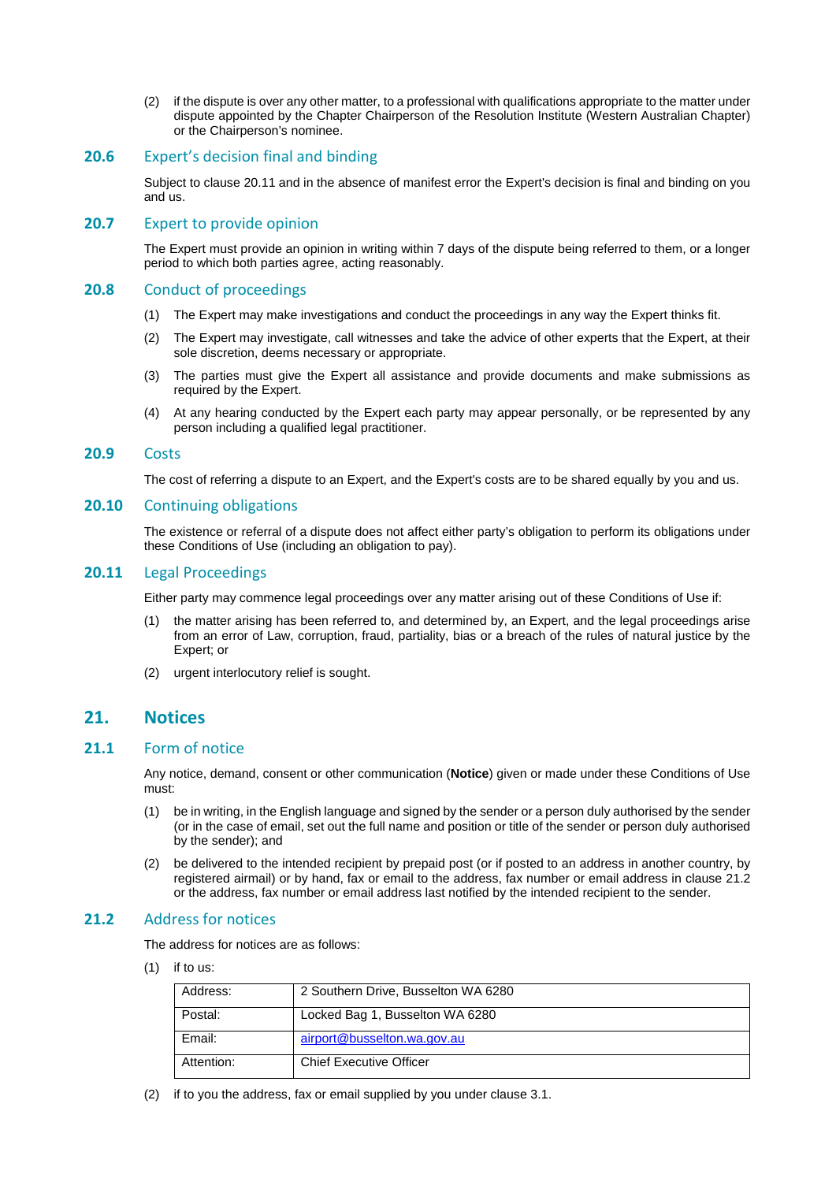(2) if the dispute is over any other matter, to a professional with qualifications appropriate to the matter under dispute appointed by the Chapter Chairperson of the Resolution Institute (Western Australian Chapter) or the Chairperson's nominee.

### 20.6 Expert's decision final and binding

Subject to clause 20.11 and in the absence of manifest error the Expert's decision is final and binding on you and us.

### 20.7 Expert to provide opinion

The Expert must provide an opinion in writing within 7 days of the dispute being referred to them, or a longer period to which both parties agree, acting reasonably.

### 20.8 Conduct of proceedings

(1) The Expert may make investigations and conduct the proceedings in any way the Expert thinks fit.

(2) The Expert may investigate, call witnesses and take the advice of other experts that the Expert, at their sole discretion, deems necessary or appropriate.

(3) The parties must give the Expert all assistance and provide documents and make submissions as required by the Expert.

(4) At any hearing conducted by the Expert each party may appear personally, or be represented by any person including a qualified legal practitioner.

### 20.9 Costs

The cost of referring a dispute to an Expert, and the Expert's costs are to be shared equally by you and us.

### 20.10 Continuing obligations

The existence or referral of a dispute does not affect either party's obligation to perform its obligations under these Conditions of Use (including an obligation to pay).

### 20.11 Legal Proceedings

Either party may commence legal proceedings over any matter arising out of these Conditions of Use if:

(1) the matter arising has been referred to, and determined by, an Expert, and the legal proceedings arise from an error of Law, corruption, fraud, partiality, bias or a breach of the rules of natural justice by the Expert; or

(2) urgent interlocutory relief is sought.

## 21. Notices

### 21.1 Form of notice

Any notice, demand, consent or other communication (**Notice**) given or made under these Conditions of Use must:

(1) be in writing, in the English language and signed by the sender or a person duly authorised by the sender (or in the case of email, set out the full name and position or title of the sender or person duly authorised by the sender); and

(2) be delivered to the intended recipient by prepaid post (or if posted to an address in another country, by registered airmail) or by hand, fax or email to the address, fax number or email address in clause 21.2 or the address, fax number or email address last notified by the intended recipient to the sender.

### 21.2 Address for notices

The address for notices are as follows:

(1) if to us:

| | |
|---|---|
| Address: | 2 Southern Drive, Busselton WA 6280 |
| Postal: | Locked Bag 1, Busselton WA 6280 |
| Email: | airport@busselton.wa.gov.au |
| Attention: | Chief Executive Officer |

(2) if to you the address, fax or email supplied by you under clause 3.1.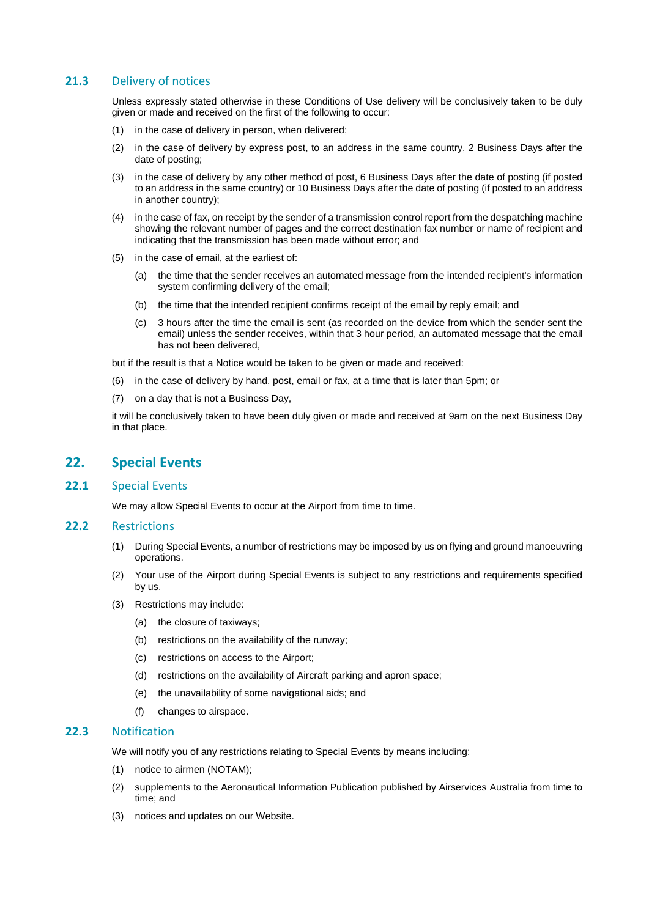### 21.3 Delivery of notices

Unless expressly stated otherwise in these Conditions of Use delivery will be conclusively taken to be duly given or made and received on the first of the following to occur:

(1) in the case of delivery in person, when delivered;

(2) in the case of delivery by express post, to an address in the same country, 2 Business Days after the date of posting;

(3) in the case of delivery by any other method of post, 6 Business Days after the date of posting (if posted to an address in the same country) or 10 Business Days after the date of posting (if posted to an address in another country);

(4) in the case of fax, on receipt by the sender of a transmission control report from the despatching machine showing the relevant number of pages and the correct destination fax number or name of recipient and indicating that the transmission has been made without error; and

(5) in the case of email, at the earliest of:

  (a) the time that the sender receives an automated message from the intended recipient's information system confirming delivery of the email;

  (b) the time that the intended recipient confirms receipt of the email by reply email; and

  (c) 3 hours after the time the email is sent (as recorded on the device from which the sender sent the email) unless the sender receives, within that 3 hour period, an automated message that the email has not been delivered,

but if the result is that a Notice would be taken to be given or made and received:

(6) in the case of delivery by hand, post, email or fax, at a time that is later than 5pm; or

(7) on a day that is not a Business Day,

it will be conclusively taken to have been duly given or made and received at 9am on the next Business Day in that place.

## 22. Special Events

### 22.1 Special Events

We may allow Special Events to occur at the Airport from time to time.

### 22.2 Restrictions

(1) During Special Events, a number of restrictions may be imposed by us on flying and ground manoeuvring operations.

(2) Your use of the Airport during Special Events is subject to any restrictions and requirements specified by us.

(3) Restrictions may include:

  (a) the closure of taxiways;

  (b) restrictions on the availability of the runway;

  (c) restrictions on access to the Airport;

  (d) restrictions on the availability of Aircraft parking and apron space;

  (e) the unavailability of some navigational aids; and

  (f) changes to airspace.

### 22.3 Notification

We will notify you of any restrictions relating to Special Events by means including:

(1) notice to airmen (NOTAM);

(2) supplements to the Aeronautical Information Publication published by Airservices Australia from time to time; and

(3) notices and updates on our Website.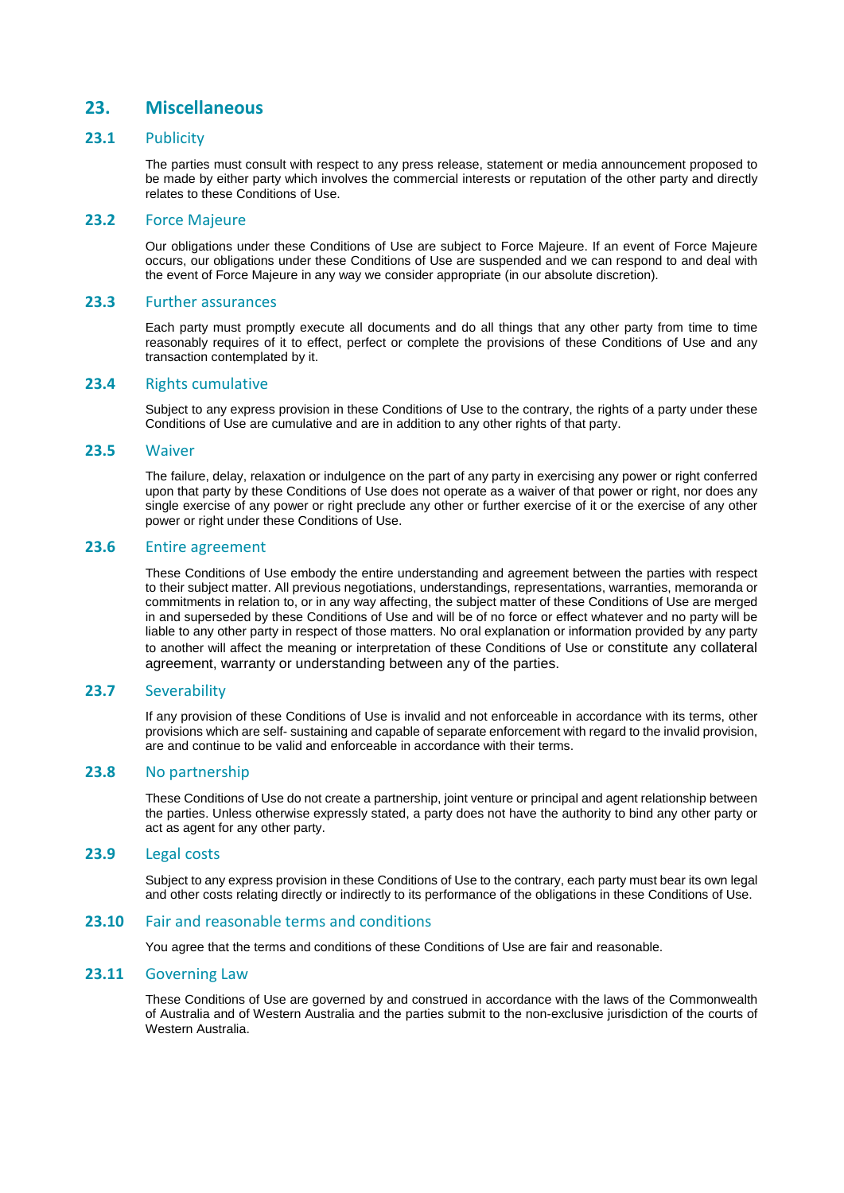## 23. Miscellaneous

### 23.1 Publicity

The parties must consult with respect to any press release, statement or media announcement proposed to be made by either party which involves the commercial interests or reputation of the other party and directly relates to these Conditions of Use.

### 23.2 Force Majeure

Our obligations under these Conditions of Use are subject to Force Majeure. If an event of Force Majeure occurs, our obligations under these Conditions of Use are suspended and we can respond to and deal with the event of Force Majeure in any way we consider appropriate (in our absolute discretion).

### 23.3 Further assurances

Each party must promptly execute all documents and do all things that any other party from time to time reasonably requires of it to effect, perfect or complete the provisions of these Conditions of Use and any transaction contemplated by it.

### 23.4 Rights cumulative

Subject to any express provision in these Conditions of Use to the contrary, the rights of a party under these Conditions of Use are cumulative and are in addition to any other rights of that party.

### 23.5 Waiver

The failure, delay, relaxation or indulgence on the part of any party in exercising any power or right conferred upon that party by these Conditions of Use does not operate as a waiver of that power or right, nor does any single exercise of any power or right preclude any other or further exercise of it or the exercise of any other power or right under these Conditions of Use.

### 23.6 Entire agreement

These Conditions of Use embody the entire understanding and agreement between the parties with respect to their subject matter. All previous negotiations, understandings, representations, warranties, memoranda or commitments in relation to, or in any way affecting, the subject matter of these Conditions of Use are merged in and superseded by these Conditions of Use and will be of no force or effect whatever and no party will be liable to any other party in respect of those matters. No oral explanation or information provided by any party to another will affect the meaning or interpretation of these Conditions of Use or constitute any collateral agreement, warranty or understanding between any of the parties.

### 23.7 Severability

If any provision of these Conditions of Use is invalid and not enforceable in accordance with its terms, other provisions which are self- sustaining and capable of separate enforcement with regard to the invalid provision, are and continue to be valid and enforceable in accordance with their terms.

### 23.8 No partnership

These Conditions of Use do not create a partnership, joint venture or principal and agent relationship between the parties. Unless otherwise expressly stated, a party does not have the authority to bind any other party or act as agent for any other party.

### 23.9 Legal costs

Subject to any express provision in these Conditions of Use to the contrary, each party must bear its own legal and other costs relating directly or indirectly to its performance of the obligations in these Conditions of Use.

### 23.10 Fair and reasonable terms and conditions

You agree that the terms and conditions of these Conditions of Use are fair and reasonable.

### 23.11 Governing Law

These Conditions of Use are governed by and construed in accordance with the laws of the Commonwealth of Australia and of Western Australia and the parties submit to the non-exclusive jurisdiction of the courts of Western Australia.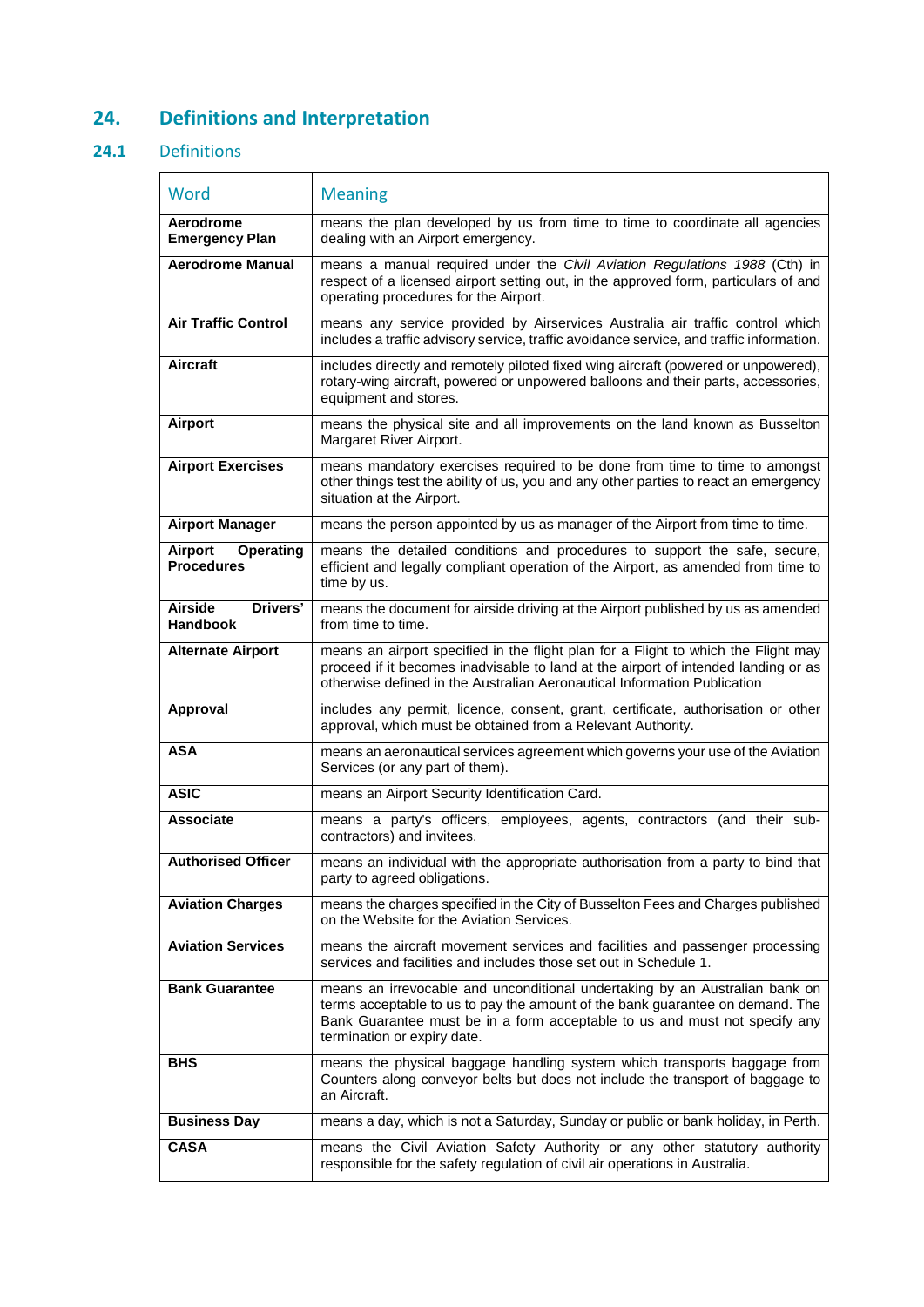## 24. Definitions and Interpretation

### 24.1 Definitions

| Word | Meaning |
|---|---|
| **Aerodrome Emergency Plan** | means the plan developed by us from time to time to coordinate all agencies dealing with an Airport emergency. |
| **Aerodrome Manual** | means a manual required under the *Civil Aviation Regulations 1988* (Cth) in respect of a licensed airport setting out, in the approved form, particulars of and operating procedures for the Airport. |
| **Air Traffic Control** | means any service provided by Airservices Australia air traffic control which includes a traffic advisory service, traffic avoidance service, and traffic information. |
| **Aircraft** | includes directly and remotely piloted fixed wing aircraft (powered or unpowered), rotary-wing aircraft, powered or unpowered balloons and their parts, accessories, equipment and stores. |
| **Airport** | means the physical site and all improvements on the land known as Busselton Margaret River Airport. |
| **Airport Exercises** | means mandatory exercises required to be done from time to time to amongst other things test the ability of us, you and any other parties to react an emergency situation at the Airport. |
| **Airport Manager** | means the person appointed by us as manager of the Airport from time to time. |
| **Airport Operating Procedures** | means the detailed conditions and procedures to support the safe, secure, efficient and legally compliant operation of the Airport, as amended from time to time by us. |
| **Airside Drivers' Handbook** | means the document for airside driving at the Airport published by us as amended from time to time. |
| **Alternate Airport** | means an airport specified in the flight plan for a Flight to which the Flight may proceed if it becomes inadvisable to land at the airport of intended landing or as otherwise defined in the Australian Aeronautical Information Publication |
| **Approval** | includes any permit, licence, consent, grant, certificate, authorisation or other approval, which must be obtained from a Relevant Authority. |
| **ASA** | means an aeronautical services agreement which governs your use of the Aviation Services (or any part of them). |
| **ASIC** | means an Airport Security Identification Card. |
| **Associate** | means a party's officers, employees, agents, contractors (and their sub-contractors) and invitees. |
| **Authorised Officer** | means an individual with the appropriate authorisation from a party to bind that party to agreed obligations. |
| **Aviation Charges** | means the charges specified in the City of Busselton Fees and Charges published on the Website for the Aviation Services. |
| **Aviation Services** | means the aircraft movement services and facilities and passenger processing services and facilities and includes those set out in Schedule 1. |
| **Bank Guarantee** | means an irrevocable and unconditional undertaking by an Australian bank on terms acceptable to us to pay the amount of the bank guarantee on demand. The Bank Guarantee must be in a form acceptable to us and must not specify any termination or expiry date. |
| **BHS** | means the physical baggage handling system which transports baggage from Counters along conveyor belts but does not include the transport of baggage to an Aircraft. |
| **Business Day** | means a day, which is not a Saturday, Sunday or public or bank holiday, in Perth. |
| **CASA** | means the Civil Aviation Safety Authority or any other statutory authority responsible for the safety regulation of civil air operations in Australia. |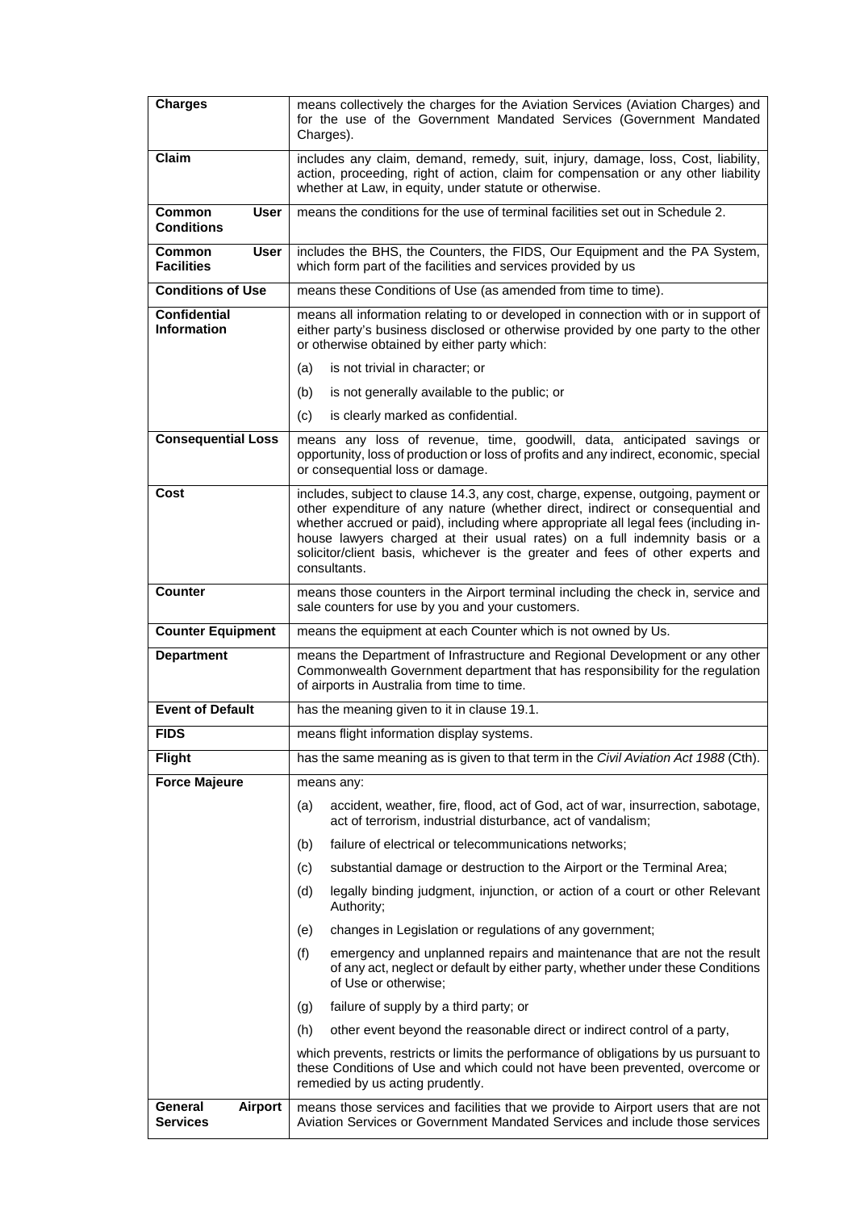| | |
|---|---|
| **Charges** | means collectively the charges for the Aviation Services (Aviation Charges) and for the use of the Government Mandated Services (Government Mandated Charges). |
| **Claim** | includes any claim, demand, remedy, suit, injury, damage, loss, Cost, liability, action, proceeding, right of action, claim for compensation or any other liability whether at Law, in equity, under statute or otherwise. |
| **Common User Conditions** | means the conditions for the use of terminal facilities set out in Schedule 2. |
| **Common User Facilities** | includes the BHS, the Counters, the FIDS, Our Equipment and the PA System, which form part of the facilities and services provided by us |
| **Conditions of Use** | means these Conditions of Use (as amended from time to time). |
| **Confidential Information** | means all information relating to or developed in connection with or in support of either party's business disclosed or otherwise provided by one party to the other or otherwise obtained by either party which:<br>(a) is not trivial in character; or<br>(b) is not generally available to the public; or<br>(c) is clearly marked as confidential. |
| **Consequential Loss** | means any loss of revenue, time, goodwill, data, anticipated savings or opportunity, loss of production or loss of profits and any indirect, economic, special or consequential loss or damage. |
| **Cost** | includes, subject to clause 14.3, any cost, charge, expense, outgoing, payment or other expenditure of any nature (whether direct, indirect or consequential and whether accrued or paid), including where appropriate all legal fees (including in-house lawyers charged at their usual rates) on a full indemnity basis or a solicitor/client basis, whichever is the greater and fees of other experts and consultants. |
| **Counter** | means those counters in the Airport terminal including the check in, service and sale counters for use by you and your customers. |
| **Counter Equipment** | means the equipment at each Counter which is not owned by Us. |
| **Department** | means the Department of Infrastructure and Regional Development or any other Commonwealth Government department that has responsibility for the regulation of airports in Australia from time to time. |
| **Event of Default** | has the meaning given to it in clause 19.1. |
| **FIDS** | means flight information display systems. |
| **Flight** | has the same meaning as is given to that term in the *Civil Aviation Act 1988* (Cth). |
| **Force Majeure** | means any:<br>(a) accident, weather, fire, flood, act of God, act of war, insurrection, sabotage, act of terrorism, industrial disturbance, act of vandalism;<br>(b) failure of electrical or telecommunications networks;<br>(c) substantial damage or destruction to the Airport or the Terminal Area;<br>(d) legally binding judgment, injunction, or action of a court or other Relevant Authority;<br>(e) changes in Legislation or regulations of any government;<br>(f) emergency and unplanned repairs and maintenance that are not the result of any act, neglect or default by either party, whether under these Conditions of Use or otherwise;<br>(g) failure of supply by a third party; or<br>(h) other event beyond the reasonable direct or indirect control of a party,<br>which prevents, restricts or limits the performance of obligations by us pursuant to these Conditions of Use and which could not have been prevented, overcome or remedied by us acting prudently. |
| **General Airport Services** | means those services and facilities that we provide to Airport users that are not Aviation Services or Government Mandated Services and include those services |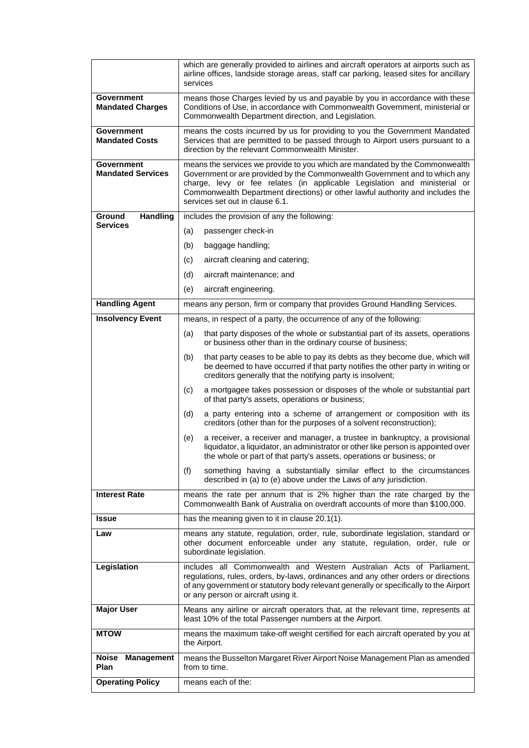| | |
|---|---|
| | which are generally provided to airlines and aircraft operators at airports such as airline offices, landside storage areas, staff car parking, leased sites for ancillary services |
| **Government Mandated Charges** | means those Charges levied by us and payable by you in accordance with these Conditions of Use, in accordance with Commonwealth Government, ministerial or Commonwealth Department direction, and Legislation. |
| **Government Mandated Costs** | means the costs incurred by us for providing to you the Government Mandated Services that are permitted to be passed through to Airport users pursuant to a direction by the relevant Commonwealth Minister. |
| **Government Mandated Services** | means the services we provide to you which are mandated by the Commonwealth Government or are provided by the Commonwealth Government and to which any charge, levy or fee relates (in applicable Legislation and ministerial or Commonwealth Department directions) or other lawful authority and includes the services set out in clause 6.1. |
| **Ground Handling Services** | includes the provision of any the following:<br>(a) passenger check-in<br>(b) baggage handling;<br>(c) aircraft cleaning and catering;<br>(d) aircraft maintenance; and<br>(e) aircraft engineering. |
| **Handling Agent** | means any person, firm or company that provides Ground Handling Services. |
| **Insolvency Event** | means, in respect of a party, the occurrence of any of the following:<br>(a) that party disposes of the whole or substantial part of its assets, operations or business other than in the ordinary course of business;<br>(b) that party ceases to be able to pay its debts as they become due, which will be deemed to have occurred if that party notifies the other party in writing or creditors generally that the notifying party is insolvent;<br>(c) a mortgagee takes possession or disposes of the whole or substantial part of that party's assets, operations or business;<br>(d) a party entering into a scheme of arrangement or composition with its creditors (other than for the purposes of a solvent reconstruction);<br>(e) a receiver, a receiver and manager, a trustee in bankruptcy, a provisional liquidator, a liquidator, an administrator or other like person is appointed over the whole or part of that party's assets, operations or business; or<br>(f) something having a substantially similar effect to the circumstances described in (a) to (e) above under the Laws of any jurisdiction. |
| **Interest Rate** | means the rate per annum that is 2% higher than the rate charged by the Commonwealth Bank of Australia on overdraft accounts of more than $100,000. |
| **Issue** | has the meaning given to it in clause 20.1(1). |
| **Law** | means any statute, regulation, order, rule, subordinate legislation, standard or other document enforceable under any statute, regulation, order, rule or subordinate legislation. |
| **Legislation** | includes all Commonwealth and Western Australian Acts of Parliament, regulations, rules, orders, by-laws, ordinances and any other orders or directions of any government or statutory body relevant generally or specifically to the Airport or any person or aircraft using it. |
| **Major User** | Means any airline or aircraft operators that, at the relevant time, represents at least 10% of the total Passenger numbers at the Airport. |
| **MTOW** | means the maximum take-off weight certified for each aircraft operated by you at the Airport. |
| **Noise Management Plan** | means the Busselton Margaret River Airport Noise Management Plan as amended from to time. |
| **Operating Policy** | means each of the: |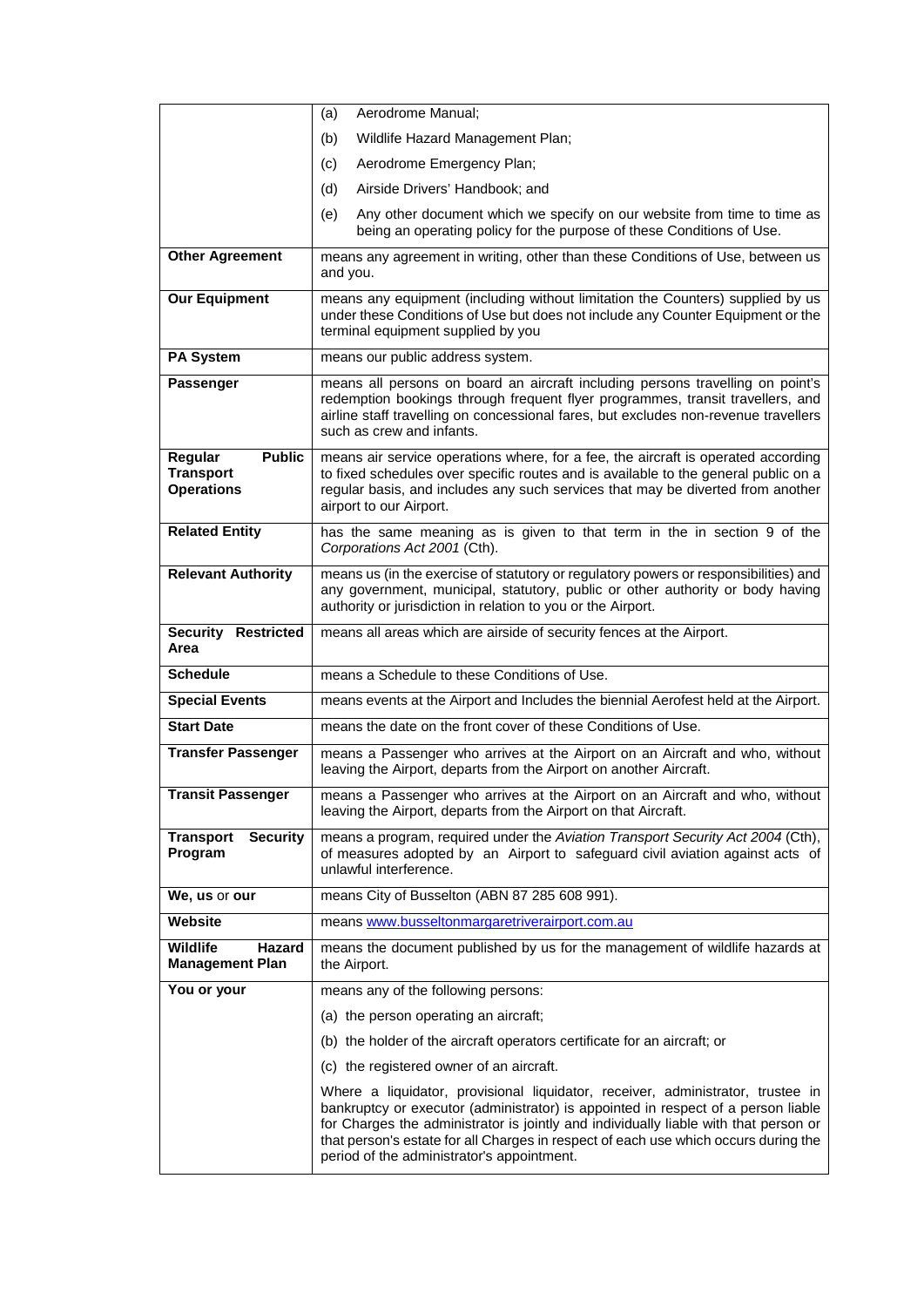| | |
|---|---|
| | (a) Aerodrome Manual;<br>(b) Wildlife Hazard Management Plan;<br>(c) Aerodrome Emergency Plan;<br>(d) Airside Drivers' Handbook; and<br>(e) Any other document which we specify on our website from time to time as being an operating policy for the purpose of these Conditions of Use. |
| **Other Agreement** | means any agreement in writing, other than these Conditions of Use, between us and you. |
| **Our Equipment** | means any equipment (including without limitation the Counters) supplied by us under these Conditions of Use but does not include any Counter Equipment or the terminal equipment supplied by you |
| **PA System** | means our public address system. |
| **Passenger** | means all persons on board an aircraft including persons travelling on point's redemption bookings through frequent flyer programmes, transit travellers, and airline staff travelling on concessional fares, but excludes non-revenue travellers such as crew and infants. |
| **Regular Public Transport Operations** | means air service operations where, for a fee, the aircraft is operated according to fixed schedules over specific routes and is available to the general public on a regular basis, and includes any such services that may be diverted from another airport to our Airport. |
| **Related Entity** | has the same meaning as is given to that term in the in section 9 of the *Corporations Act 2001* (Cth). |
| **Relevant Authority** | means us (in the exercise of statutory or regulatory powers or responsibilities) and any government, municipal, statutory, public or other authority or body having authority or jurisdiction in relation to you or the Airport. |
| **Security Restricted Area** | means all areas which are airside of security fences at the Airport. |
| **Schedule** | means a Schedule to these Conditions of Use. |
| **Special Events** | means events at the Airport and Includes the biennial Aerofest held at the Airport. |
| **Start Date** | means the date on the front cover of these Conditions of Use. |
| **Transfer Passenger** | means a Passenger who arrives at the Airport on an Aircraft and who, without leaving the Airport, departs from the Airport on another Aircraft. |
| **Transit Passenger** | means a Passenger who arrives at the Airport on an Aircraft and who, without leaving the Airport, departs from the Airport on that Aircraft. |
| **Transport Security Program** | means a program, required under the *Aviation Transport Security Act 2004* (Cth), of measures adopted by an Airport to safeguard civil aviation against acts of unlawful interference. |
| **We, us** or **our** | means City of Busselton (ABN 87 285 608 991). |
| **Website** | means [www.busseltonmargaretriverairport.com.au](http://www.busseltonmargaretriverairport.com.au) |
| **Wildlife Hazard Management Plan** | means the document published by us for the management of wildlife hazards at the Airport. |
| **You or your** | means any of the following persons:<br>(a) the person operating an aircraft;<br>(b) the holder of the aircraft operators certificate for an aircraft; or<br>(c) the registered owner of an aircraft.<br>Where a liquidator, provisional liquidator, receiver, administrator, trustee in bankruptcy or executor (administrator) is appointed in respect of a person liable for Charges the administrator is jointly and individually liable with that person or that person's estate for all Charges in respect of each use which occurs during the period of the administrator's appointment. |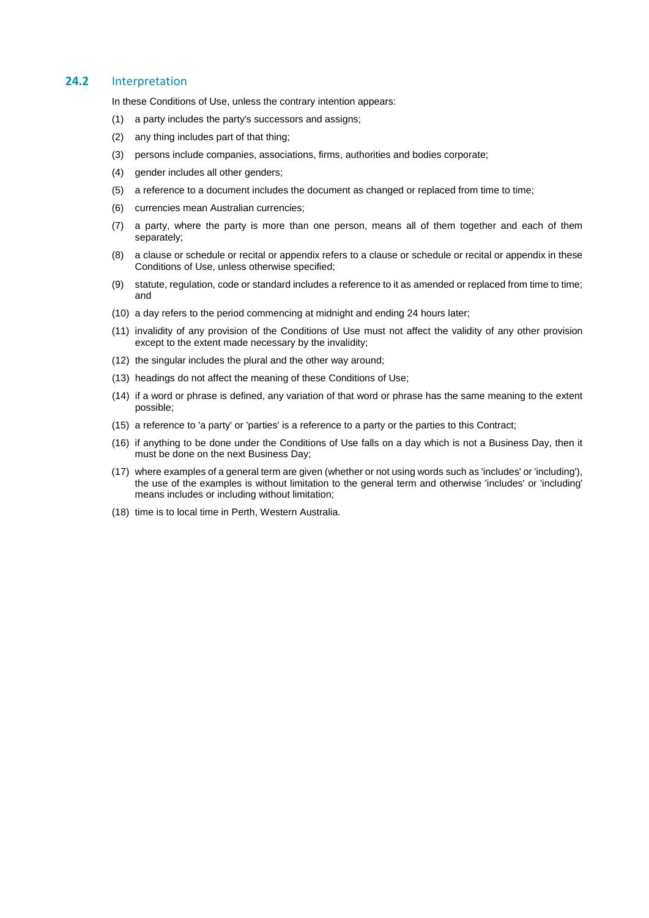## 24.2 Interpretation

In these Conditions of Use, unless the contrary intention appears:

(1) a party includes the party's successors and assigns;

(2) any thing includes part of that thing;

(3) persons include companies, associations, firms, authorities and bodies corporate;

(4) gender includes all other genders;

(5) a reference to a document includes the document as changed or replaced from time to time;

(6) currencies mean Australian currencies;

(7) a party, where the party is more than one person, means all of them together and each of them separately;

(8) a clause or schedule or recital or appendix refers to a clause or schedule or recital or appendix in these Conditions of Use, unless otherwise specified;

(9) statute, regulation, code or standard includes a reference to it as amended or replaced from time to time; and

(10) a day refers to the period commencing at midnight and ending 24 hours later;

(11) invalidity of any provision of the Conditions of Use must not affect the validity of any other provision except to the extent made necessary by the invalidity;

(12) the singular includes the plural and the other way around;

(13) headings do not affect the meaning of these Conditions of Use;

(14) if a word or phrase is defined, any variation of that word or phrase has the same meaning to the extent possible;

(15) a reference to 'a party' or 'parties' is a reference to a party or the parties to this Contract;

(16) if anything to be done under the Conditions of Use falls on a day which is not a Business Day, then it must be done on the next Business Day;

(17) where examples of a general term are given (whether or not using words such as 'includes' or 'including'), the use of the examples is without limitation to the general term and otherwise 'includes' or 'including' means includes or including without limitation;

(18) time is to local time in Perth, Western Australia.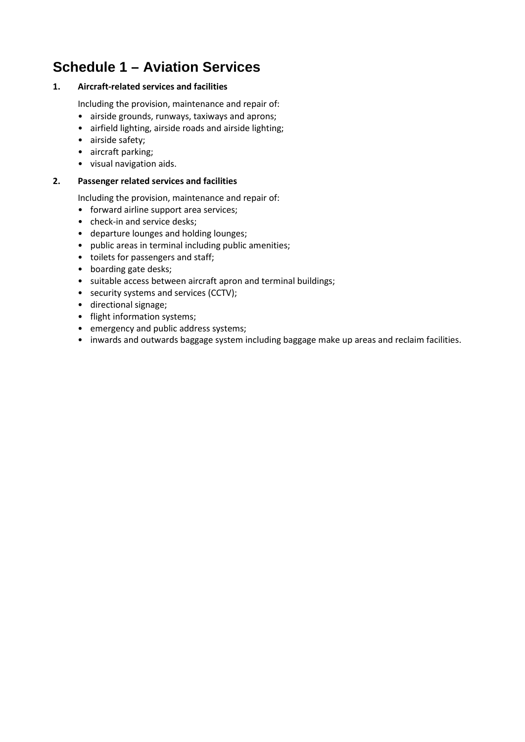# Schedule 1 – Aviation Services

**1. Aircraft-related services and facilities**

Including the provision, maintenance and repair of:

- airside grounds, runways, taxiways and aprons;
- airfield lighting, airside roads and airside lighting;
- airside safety;
- aircraft parking;
- visual navigation aids.

**2. Passenger related services and facilities**

Including the provision, maintenance and repair of:

- forward airline support area services;
- check-in and service desks;
- departure lounges and holding lounges;
- public areas in terminal including public amenities;
- toilets for passengers and staff;
- boarding gate desks;
- suitable access between aircraft apron and terminal buildings;
- security systems and services (CCTV);
- directional signage;
- flight information systems;
- emergency and public address systems;
- inwards and outwards baggage system including baggage make up areas and reclaim facilities.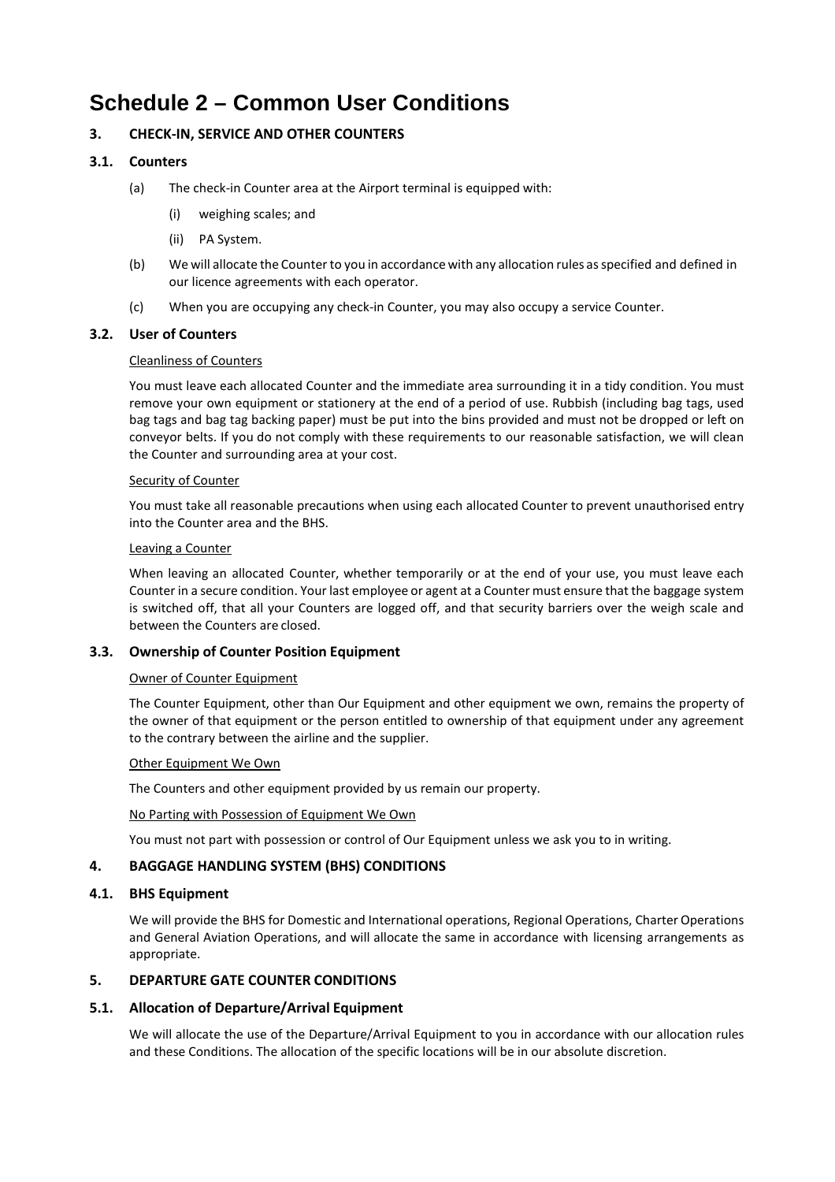# Schedule 2 – Common User Conditions

## 3. CHECK-IN, SERVICE AND OTHER COUNTERS

### 3.1. Counters

(a) The check-in Counter area at the Airport terminal is equipped with:

  (i) weighing scales; and

  (ii) PA System.

(b) We will allocate the Counter to you in accordance with any allocation rules as specified and defined in our licence agreements with each operator.

(c) When you are occupying any check-in Counter, you may also occupy a service Counter.

### 3.2. User of Counters

<u>Cleanliness of Counters</u>

You must leave each allocated Counter and the immediate area surrounding it in a tidy condition. You must remove your own equipment or stationery at the end of a period of use. Rubbish (including bag tags, used bag tags and bag tag backing paper) must be put into the bins provided and must not be dropped or left on conveyor belts. If you do not comply with these requirements to our reasonable satisfaction, we will clean the Counter and surrounding area at your cost.

<u>Security of Counter</u>

You must take all reasonable precautions when using each allocated Counter to prevent unauthorised entry into the Counter area and the BHS.

<u>Leaving a Counter</u>

When leaving an allocated Counter, whether temporarily or at the end of your use, you must leave each Counter in a secure condition. Your last employee or agent at a Counter must ensure that the baggage system is switched off, that all your Counters are logged off, and that security barriers over the weigh scale and between the Counters are closed.

### 3.3. Ownership of Counter Position Equipment

<u>Owner of Counter Equipment</u>

The Counter Equipment, other than Our Equipment and other equipment we own, remains the property of the owner of that equipment or the person entitled to ownership of that equipment under any agreement to the contrary between the airline and the supplier.

<u>Other Equipment We Own</u>

The Counters and other equipment provided by us remain our property.

<u>No Parting with Possession of Equipment We Own</u>

You must not part with possession or control of Our Equipment unless we ask you to in writing.

## 4. BAGGAGE HANDLING SYSTEM (BHS) CONDITIONS

### 4.1. BHS Equipment

We will provide the BHS for Domestic and International operations, Regional Operations, Charter Operations and General Aviation Operations, and will allocate the same in accordance with licensing arrangements as appropriate.

## 5. DEPARTURE GATE COUNTER CONDITIONS

### 5.1. Allocation of Departure/Arrival Equipment

We will allocate the use of the Departure/Arrival Equipment to you in accordance with our allocation rules and these Conditions. The allocation of the specific locations will be in our absolute discretion.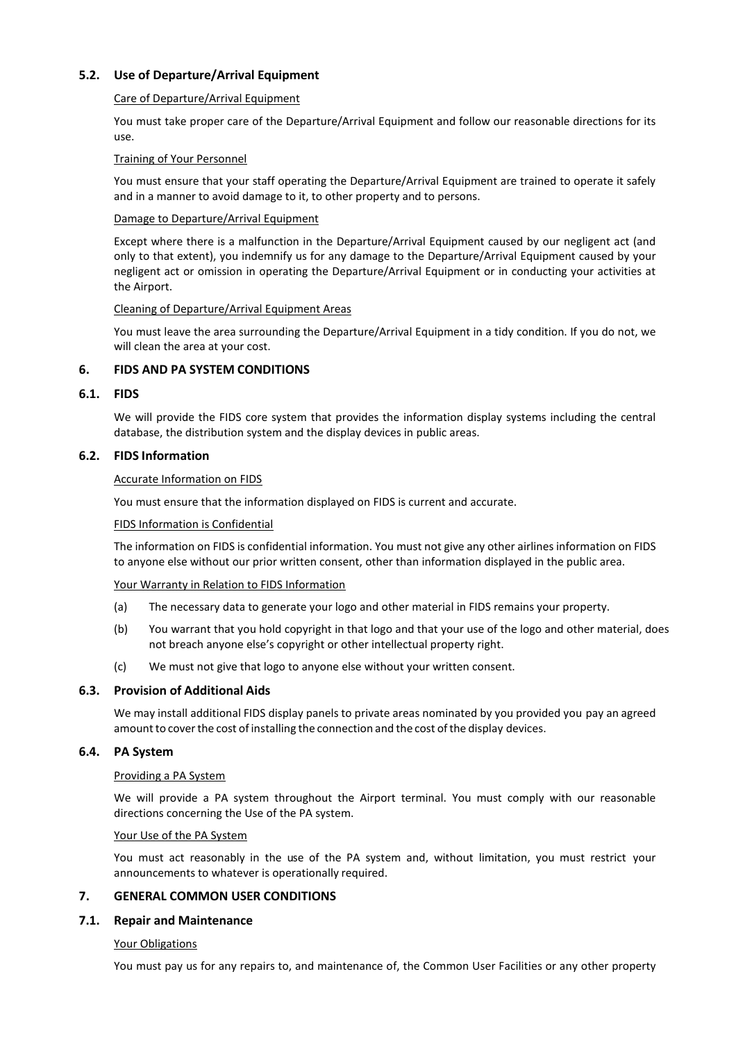### 5.2. Use of Departure/Arrival Equipment

Care of Departure/Arrival Equipment

You must take proper care of the Departure/Arrival Equipment and follow our reasonable directions for its use.

Training of Your Personnel

You must ensure that your staff operating the Departure/Arrival Equipment are trained to operate it safely and in a manner to avoid damage to it, to other property and to persons.

Damage to Departure/Arrival Equipment

Except where there is a malfunction in the Departure/Arrival Equipment caused by our negligent act (and only to that extent), you indemnify us for any damage to the Departure/Arrival Equipment caused by your negligent act or omission in operating the Departure/Arrival Equipment or in conducting your activities at the Airport.

Cleaning of Departure/Arrival Equipment Areas

You must leave the area surrounding the Departure/Arrival Equipment in a tidy condition. If you do not, we will clean the area at your cost.

## 6. FIDS AND PA SYSTEM CONDITIONS

### 6.1. FIDS

We will provide the FIDS core system that provides the information display systems including the central database, the distribution system and the display devices in public areas.

### 6.2. FIDS Information

Accurate Information on FIDS

You must ensure that the information displayed on FIDS is current and accurate.

FIDS Information is Confidential

The information on FIDS is confidential information. You must not give any other airlines information on FIDS to anyone else without our prior written consent, other than information displayed in the public area.

Your Warranty in Relation to FIDS Information

(a) The necessary data to generate your logo and other material in FIDS remains your property.

(b) You warrant that you hold copyright in that logo and that your use of the logo and other material, does not breach anyone else's copyright or other intellectual property right.

(c) We must not give that logo to anyone else without your written consent.

### 6.3. Provision of Additional Aids

We may install additional FIDS display panels to private areas nominated by you provided you pay an agreed amount to cover the cost of installing the connection and the cost of the display devices.

### 6.4. PA System

Providing a PA System

We will provide a PA system throughout the Airport terminal. You must comply with our reasonable directions concerning the Use of the PA system.

Your Use of the PA System

You must act reasonably in the use of the PA system and, without limitation, you must restrict your announcements to whatever is operationally required.

## 7. GENERAL COMMON USER CONDITIONS

### 7.1. Repair and Maintenance

Your Obligations

You must pay us for any repairs to, and maintenance of, the Common User Facilities or any other property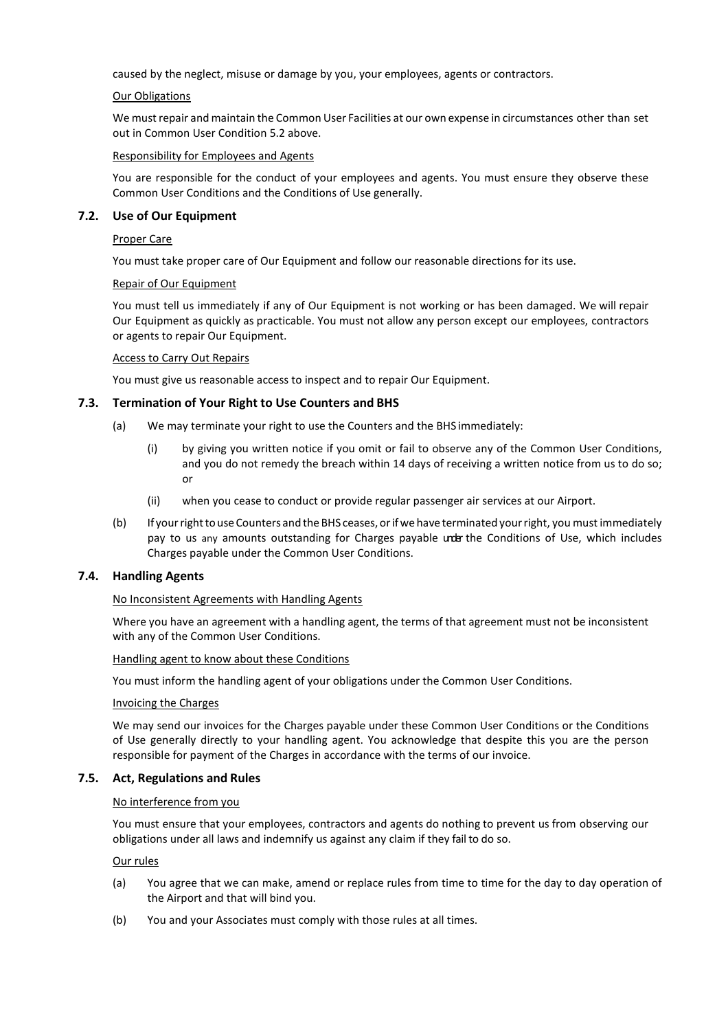caused by the neglect, misuse or damage by you, your employees, agents or contractors.

Our Obligations

We must repair and maintain the Common User Facilities at our own expense in circumstances other than set out in Common User Condition 5.2 above.

Responsibility for Employees and Agents

You are responsible for the conduct of your employees and agents. You must ensure they observe these Common User Conditions and the Conditions of Use generally.

### 7.2. Use of Our Equipment

Proper Care

You must take proper care of Our Equipment and follow our reasonable directions for its use.

Repair of Our Equipment

You must tell us immediately if any of Our Equipment is not working or has been damaged. We will repair Our Equipment as quickly as practicable. You must not allow any person except our employees, contractors or agents to repair Our Equipment.

Access to Carry Out Repairs

You must give us reasonable access to inspect and to repair Our Equipment.

### 7.3. Termination of Your Right to Use Counters and BHS

(a) We may terminate your right to use the Counters and the BHS immediately:

(i) by giving you written notice if you omit or fail to observe any of the Common User Conditions, and you do not remedy the breach within 14 days of receiving a written notice from us to do so; or

(ii) when you cease to conduct or provide regular passenger air services at our Airport.

(b) If your right to use Counters and the BHS ceases, or if we have terminated your right, you must immediately pay to us any amounts outstanding for Charges payable under the Conditions of Use, which includes Charges payable under the Common User Conditions.

### 7.4. Handling Agents

No Inconsistent Agreements with Handling Agents

Where you have an agreement with a handling agent, the terms of that agreement must not be inconsistent with any of the Common User Conditions.

Handling agent to know about these Conditions

You must inform the handling agent of your obligations under the Common User Conditions.

Invoicing the Charges

We may send our invoices for the Charges payable under these Common User Conditions or the Conditions of Use generally directly to your handling agent. You acknowledge that despite this you are the person responsible for payment of the Charges in accordance with the terms of our invoice.

### 7.5. Act, Regulations and Rules

No interference from you

You must ensure that your employees, contractors and agents do nothing to prevent us from observing our obligations under all laws and indemnify us against any claim if they fail to do so.

Our rules

(a) You agree that we can make, amend or replace rules from time to time for the day to day operation of the Airport and that will bind you.

(b) You and your Associates must comply with those rules at all times.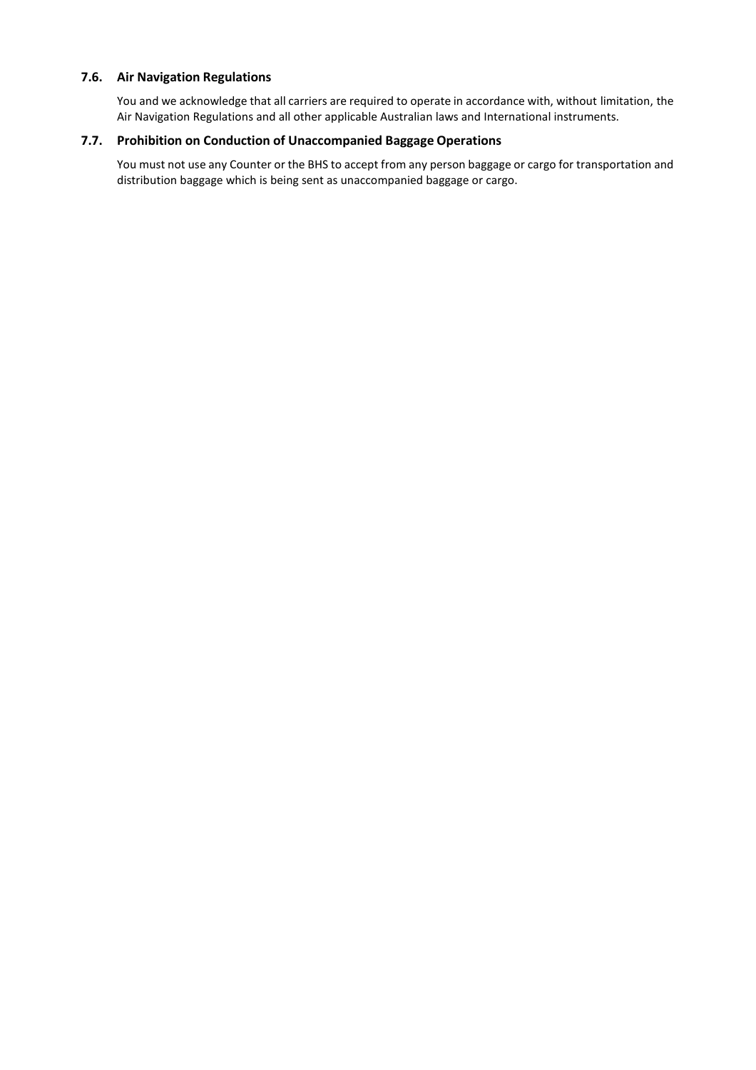### 7.6. Air Navigation Regulations

You and we acknowledge that all carriers are required to operate in accordance with, without limitation, the Air Navigation Regulations and all other applicable Australian laws and International instruments.

### 7.7. Prohibition on Conduction of Unaccompanied Baggage Operations

You must not use any Counter or the BHS to accept from any person baggage or cargo for transportation and distribution baggage which is being sent as unaccompanied baggage or cargo.